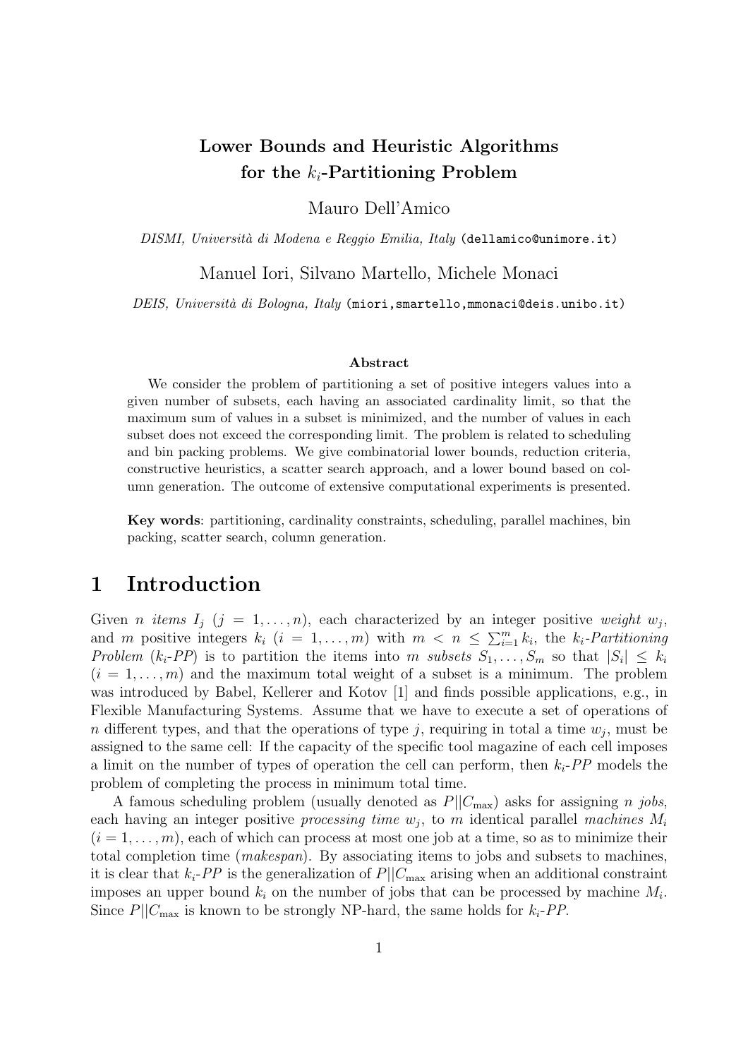# Lower Bounds and Heuristic Algorithms for the $k_i$-Partitioning Problem

Mauro Dell'Amico

*DISMI, Università di Modena e Reggio Emilia, Italy* (dellamico@unimore.it)

Manuel Iori, Silvano Martello, Michele Monaci

*DEIS, Università di Bologna, Italy* (miori,smartello,mmonaci@deis.unibo.it)

### Abstract

We consider the problem of partitioning a set of positive integers values into a given number of subsets, each having an associated cardinality limit, so that the maximum sum of values in a subset is minimized, and the number of values in each subset does not exceed the corresponding limit. The problem is related to scheduling and bin packing problems. We give combinatorial lower bounds, reduction criteria, constructive heuristics, a scatter search approach, and a lower bound based on column generation. The outcome of extensive computational experiments is presented.

**Key words**: partitioning, cardinality constraints, scheduling, parallel machines, bin packing, scatter search, column generation.

## 1 Introduction

Given $n$ *items* $I_j$ ($j = 1, \ldots, n$), each characterized by an integer positive *weight* $w_j$, and $m$ positive integers $k_i$ ($i = 1, \ldots, m$) with $m < n \le \sum_{i=1}^{m} k_i$, the *$k_i$-Partitioning Problem* (*$k_i$-PP*) is to partition the items into $m$ *subsets* $S_1, \ldots, S_m$ so that $|S_i| \le k_i$ ($i = 1, \ldots, m$) and the maximum total weight of a subset is a minimum. The problem was introduced by Babel, Kellerer and Kotov [1] and finds possible applications, e.g., in Flexible Manufacturing Systems. Assume that we have to execute a set of operations of $n$ different types, and that the operations of type $j$, requiring in total a time $w_j$, must be assigned to the same cell: If the capacity of the specific tool magazine of each cell imposes a limit on the number of types of operation the cell can perform, then *$k_i$-PP* models the problem of completing the process in minimum total time.

A famous scheduling problem (usually denoted as $P||C_{\max}$) asks for assigning $n$ *jobs*, each having an integer positive *processing time* $w_j$, to $m$ identical parallel *machines* $M_i$ ($i = 1, \ldots, m$), each of which can process at most one job at a time, so as to minimize their total completion time (*makespan*). By associating items to jobs and subsets to machines, it is clear that *$k_i$-PP* is the generalization of $P||C_{\max}$ arising when an additional constraint imposes an upper bound $k_i$ on the number of jobs that can be processed by machine $M_i$. Since $P||C_{\max}$ is known to be strongly NP-hard, the same holds for *$k_i$-PP*.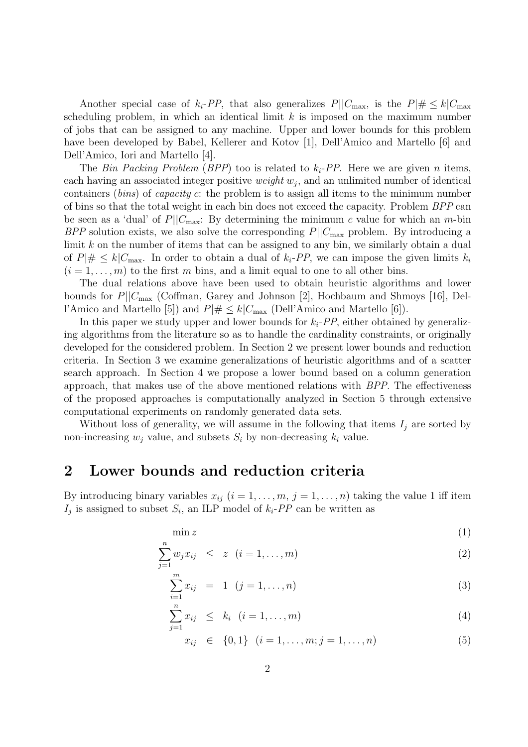Another special case of $k_i$-*PP*, that also generalizes $P||C_{\max}$, is the $P|\# \leq k|C_{\max}$ scheduling problem, in which an identical limit $k$ is imposed on the maximum number of jobs that can be assigned to any machine. Upper and lower bounds for this problem have been developed by Babel, Kellerer and Kotov [1], Dell'Amico and Martello [6] and Dell'Amico, Iori and Martello [4].

The *Bin Packing Problem* (*BPP*) too is related to $k_i$-*PP*. Here we are given $n$ items, each having an associated integer positive *weight* $w_j$, and an unlimited number of identical containers (*bins*) of *capacity* $c$: the problem is to assign all items to the minimum number of bins so that the total weight in each bin does not exceed the capacity. Problem *BPP* can be seen as a 'dual' of $P||C_{\max}$: By determining the minimum $c$ value for which an $m$-bin *BPP* solution exists, we also solve the corresponding $P||C_{\max}$ problem. By introducing a limit $k$ on the number of items that can be assigned to any bin, we similarly obtain a dual of $P|\# \leq k|C_{\max}$. In order to obtain a dual of $k_i$-*PP*, we can impose the given limits $k_i$ $(i = 1, \ldots, m)$ to the first $m$ bins, and a limit equal to one to all other bins.

The dual relations above have been used to obtain heuristic algorithms and lower bounds for $P||C_{\max}$ (Coffman, Garey and Johnson [2], Hochbaum and Shmoys [16], Dell'Amico and Martello [5]) and $P|\# \leq k|C_{\max}$ (Dell'Amico and Martello [6]).

In this paper we study upper and lower bounds for $k_i$-*PP*, either obtained by generalizing algorithms from the literature so as to handle the cardinality constraints, or originally developed for the considered problem. In Section 2 we present lower bounds and reduction criteria. In Section 3 we examine generalizations of heuristic algorithms and of a scatter search approach. In Section 4 we propose a lower bound based on a column generation approach, that makes use of the above mentioned relations with *BPP*. The effectiveness of the proposed approaches is computationally analyzed in Section 5 through extensive computational experiments on randomly generated data sets.

Without loss of generality, we will assume in the following that items $I_j$ are sorted by non-increasing $w_j$ value, and subsets $S_i$ by non-decreasing $k_i$ value.

## 2 Lower bounds and reduction criteria

By introducing binary variables $x_{ij}$ $(i = 1, \ldots, m,\ j = 1, \ldots, n)$ taking the value 1 iff item $I_j$ is assigned to subset $S_i$, an ILP model of $k_i$-*PP* can be written as

$$\min z \tag{1}$$

$$\sum_{j=1}^{n} w_j x_{ij} \leq z \quad (i = 1, \ldots, m) \tag{2}$$

$$\sum_{i=1}^{m} x_{ij} = 1 \quad (j = 1, \ldots, n) \tag{3}$$

$$\sum_{j=1}^{n} x_{ij} \leq k_i \quad (i = 1, \ldots, m) \tag{4}$$

$$x_{ij} \in \{0, 1\} \quad (i = 1, \ldots, m; j = 1, \ldots, n) \tag{5}$$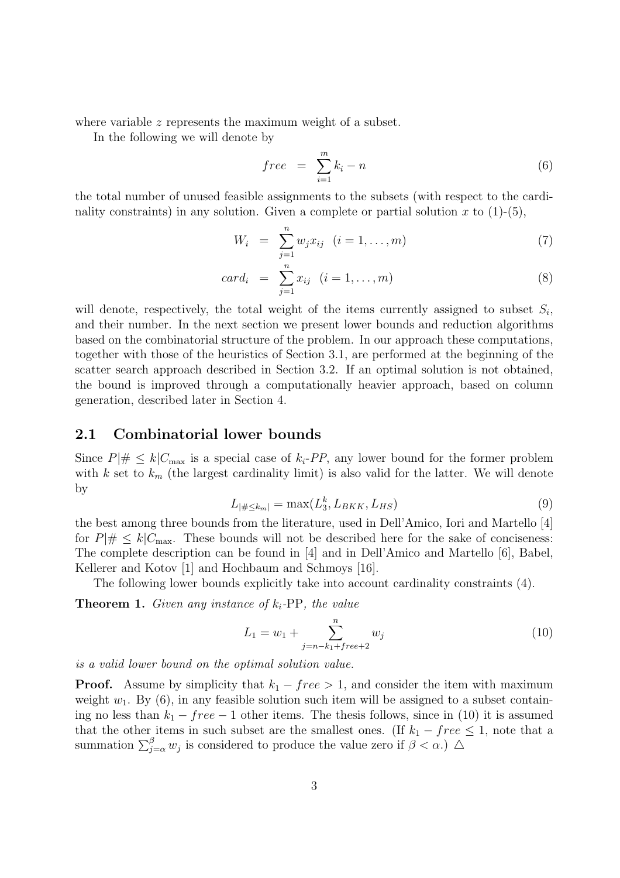where variable $z$ represents the maximum weight of a subset.

In the following we will denote by

$$free \;=\; \sum_{i=1}^{m} k_i - n \tag{6}$$

the total number of unused feasible assignments to the subsets (with respect to the cardinality constraints) in any solution. Given a complete or partial solution $x$ to (1)-(5),

$$W_i \;=\; \sum_{j=1}^{n} w_j x_{ij} \quad (i = 1, \ldots, m) \tag{7}$$

$$card_i \;=\; \sum_{j=1}^{n} x_{ij} \quad (i = 1, \ldots, m) \tag{8}$$

will denote, respectively, the total weight of the items currently assigned to subset $S_i$, and their number. In the next section we present lower bounds and reduction algorithms based on the combinatorial structure of the problem. In our approach these computations, together with those of the heuristics of Section 3.1, are performed at the beginning of the scatter search approach described in Section 3.2. If an optimal solution is not obtained, the bound is improved through a computationally heavier approach, based on column generation, described later in Section 4.

## 2.1 Combinatorial lower bounds

Since $P|\# \leq k|C_{\max}$ is a special case of $k_i$-$PP$, any lower bound for the former problem with $k$ set to $k_m$ (the largest cardinality limit) is also valid for the latter. We will denote by

$$L_{|\# \leq k_m|} = \max(L_3^k, L_{BKK}, L_{HS}) \tag{9}$$

the best among three bounds from the literature, used in Dell'Amico, Iori and Martello [4] for $P|\# \leq k|C_{\max}$. These bounds will not be described here for the sake of conciseness: The complete description can be found in [4] and in Dell'Amico and Martello [6], Babel, Kellerer and Kotov [1] and Hochbaum and Schmoys [16].

The following lower bounds explicitly take into account cardinality constraints (4).

**Theorem 1.** *Given any instance of $k_i$-PP, the value*

$$L_1 = w_1 + \sum_{j=n-k_1+free+2}^{n} w_j \tag{10}$$

*is a valid lower bound on the optimal solution value.*

**Proof.** Assume by simplicity that $k_1 - free > 1$, and consider the item with maximum weight $w_1$. By (6), in any feasible solution such item will be assigned to a subset containing no less than $k_1 - free - 1$ other items. The thesis follows, since in (10) it is assumed that the other items in such subset are the smallest ones. (If $k_1 - free \leq 1$, note that a summation $\sum_{j=\alpha}^{\beta} w_j$ is considered to produce the value zero if $\beta < \alpha$.) $\triangle$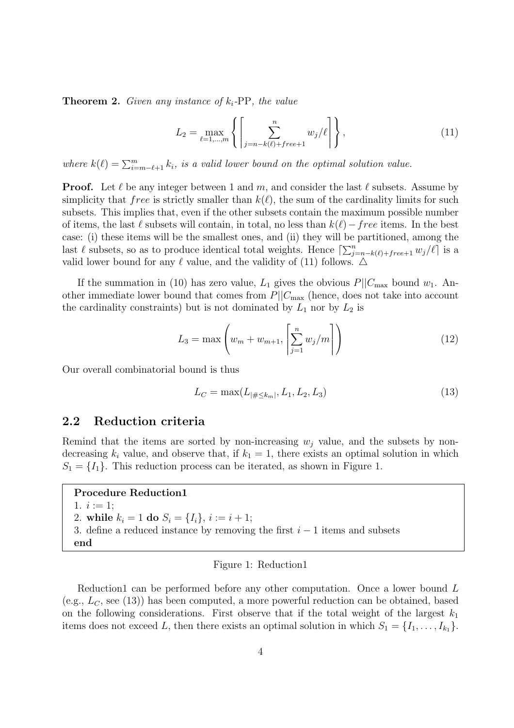**Theorem 2.** *Given any instance of $k_i$-PP, the value*

$$L_2 = \max_{\ell=1,\dots,m} \left\{ \left\lceil \sum_{j=n-k(\ell)+free+1}^{n} w_j/\ell \right\rceil \right\}, \tag{11}$$

*where $k(\ell) = \sum_{i=m-\ell+1}^{m} k_i$, is a valid lower bound on the optimal solution value.*

**Proof.** Let $\ell$ be any integer between 1 and $m$, and consider the last $\ell$ subsets. Assume by simplicity that $free$ is strictly smaller than $k(\ell)$, the sum of the cardinality limits for such subsets. This implies that, even if the other subsets contain the maximum possible number of items, the last $\ell$ subsets will contain, in total, no less than $k(\ell) - free$ items. In the best case: (i) these items will be the smallest ones, and (ii) they will be partitioned, among the last $\ell$ subsets, so as to produce identical total weights. Hence $\lceil \sum_{j=n-k(\ell)+free+1}^{n} w_j/\ell \rceil$ is a valid lower bound for any $\ell$ value, and the validity of (11) follows. $\triangle$

If the summation in (10) has zero value, $L_1$ gives the obvious $P||C_{\max}$ bound $w_1$. Another immediate lower bound that comes from $P||C_{\max}$ (hence, does not take into account the cardinality constraints) but is not dominated by $L_1$ nor by $L_2$ is

$$L_3 = \max \left( w_m + w_{m+1}, \left\lceil \sum_{j=1}^{n} w_j/m \right\rceil \right) \tag{12}$$

Our overall combinatorial bound is thus

$$L_C = \max(L_{|\# \leq k_m|}, L_1, L_2, L_3) \tag{13}$$

## 2.2 Reduction criteria

Remind that the items are sorted by non-increasing $w_j$ value, and the subsets by non-decreasing $k_i$ value, and observe that, if $k_1 = 1$, there exists an optimal solution in which $S_1 = \{I_1\}$. This reduction process can be iterated, as shown in Figure 1.

```
Procedure Reduction1
1. i := 1;
2. while k_i = 1 do S_i = {I_i}, i := i + 1;
3. define a reduced instance by removing the first i − 1 items and subsets
end
```

Figure 1: Reduction1

Reduction1 can be performed before any other computation. Once a lower bound $L$ (e.g., $L_C$, see (13)) has been computed, a more powerful reduction can be obtained, based on the following considerations. First observe that if the total weight of the largest $k_1$ items does not exceed $L$, then there exists an optimal solution in which $S_1 = \{I_1, \dots, I_{k_1}\}$.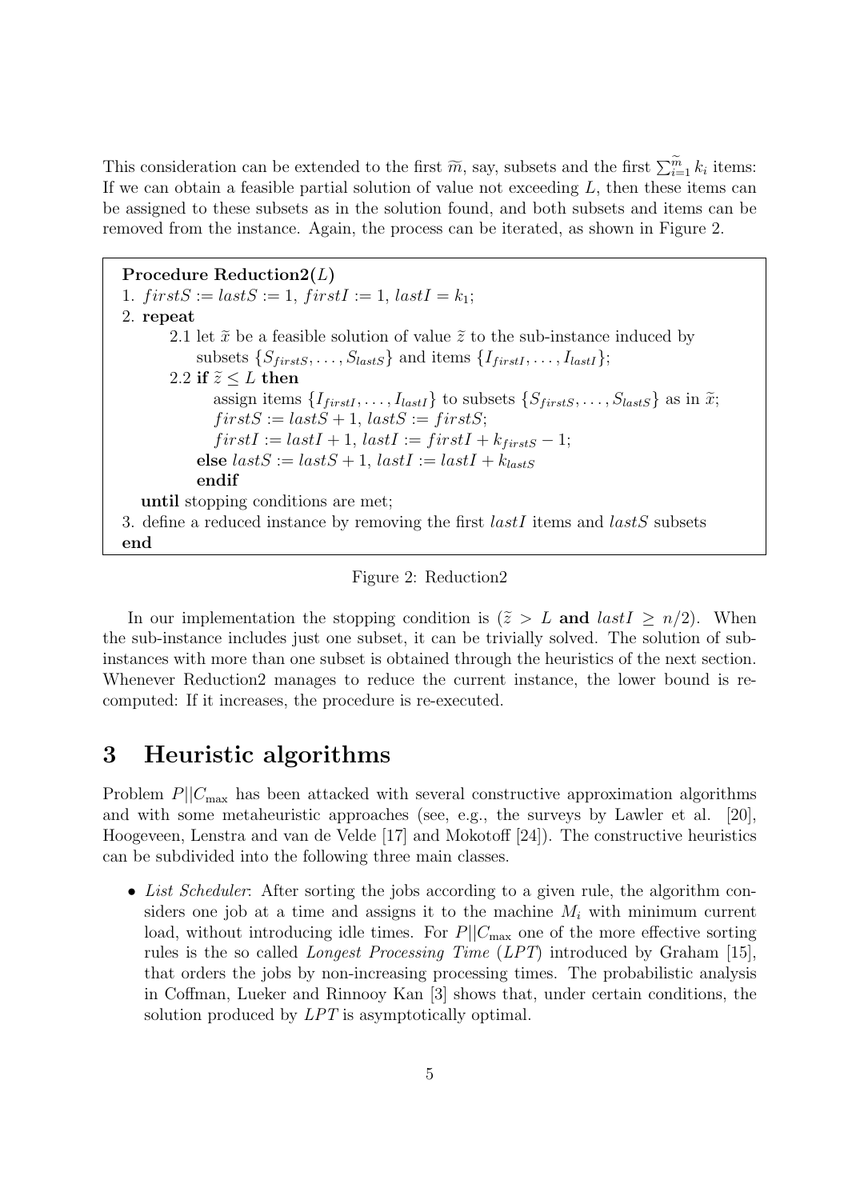This consideration can be extended to the first $\widetilde{m}$, say, subsets and the first $\sum_{i=1}^{\widetilde{m}} k_i$ items: If we can obtain a feasible partial solution of value not exceeding $L$, then these items can be assigned to these subsets as in the solution found, and both subsets and items can be removed from the instance. Again, the process can be iterated, as shown in Figure 2.

**Procedure Reduction2($L$)**
1. $firstS := lastS := 1$, $firstI := 1$, $lastI = k_1$;
2. **repeat**
   - 2.1 let $\widetilde{x}$ be a feasible solution of value $\widetilde{z}$ to the sub-instance induced by subsets $\{S_{firstS}, \ldots, S_{lastS}\}$ and items $\{I_{firstI}, \ldots, I_{lastI}\}$;
   - 2.2 **if** $\widetilde{z} \leq L$ **then**
     - assign items $\{I_{firstI}, \ldots, I_{lastI}\}$ to subsets $\{S_{firstS}, \ldots, S_{lastS}\}$ as in $\widetilde{x}$;
     - $firstS := lastS + 1$, $lastS := firstS$;
     - $firstI := lastI + 1$, $lastI := firstI + k_{firstS} - 1$;
   - **else** $lastS := lastS + 1$, $lastI := lastI + k_{lastS}$
   - **endif**

   **until** stopping conditions are met;
3. define a reduced instance by removing the first $lastI$ items and $lastS$ subsets

**end**

Figure 2: Reduction2

In our implementation the stopping condition is ($\widetilde{z} > L$ **and** $lastI \geq n/2$). When the sub-instance includes just one subset, it can be trivially solved. The solution of sub-instances with more than one subset is obtained through the heuristics of the next section. Whenever Reduction2 manages to reduce the current instance, the lower bound is re-computed: If it increases, the procedure is re-executed.

# 3 Heuristic algorithms

Problem $P||C_{\max}$ has been attacked with several constructive approximation algorithms and with some metaheuristic approaches (see, e.g., the surveys by Lawler et al. [20], Hoogeveen, Lenstra and van de Velde [17] and Mokotoff [24]). The constructive heuristics can be subdivided into the following three main classes.

- *List Scheduler*: After sorting the jobs according to a given rule, the algorithm considers one job at a time and assigns it to the machine $M_i$ with minimum current load, without introducing idle times. For $P||C_{\max}$ one of the more effective sorting rules is the so called *Longest Processing Time* (*LPT*) introduced by Graham [15], that orders the jobs by non-increasing processing times. The probabilistic analysis in Coffman, Lueker and Rinnooy Kan [3] shows that, under certain conditions, the solution produced by *LPT* is asymptotically optimal.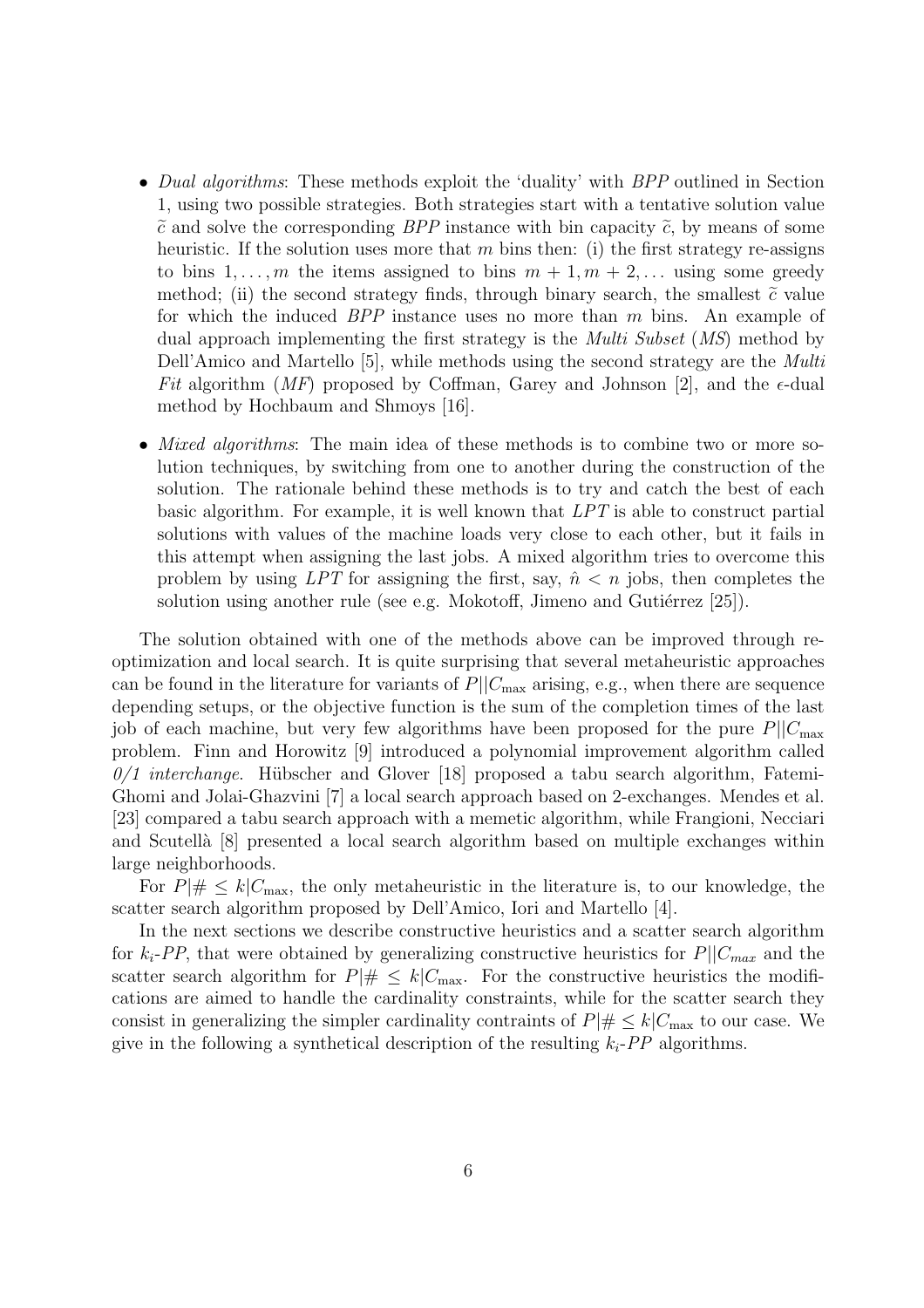- *Dual algorithms*: These methods exploit the 'duality' with *BPP* outlined in Section 1, using two possible strategies. Both strategies start with a tentative solution value $\tilde{c}$ and solve the corresponding *BPP* instance with bin capacity $\tilde{c}$, by means of some heuristic. If the solution uses more that $m$ bins then: (i) the first strategy re-assigns to bins $1, \ldots, m$ the items assigned to bins $m + 1, m + 2, \ldots$ using some greedy method; (ii) the second strategy finds, through binary search, the smallest $\tilde{c}$ value for which the induced *BPP* instance uses no more than $m$ bins. An example of dual approach implementing the first strategy is the *Multi Subset* (*MS*) method by Dell'Amico and Martello [5], while methods using the second strategy are the *Multi Fit* algorithm (*MF*) proposed by Coffman, Garey and Johnson [2], and the $\epsilon$-dual method by Hochbaum and Shmoys [16].

- *Mixed algorithms*: The main idea of these methods is to combine two or more solution techniques, by switching from one to another during the construction of the solution. The rationale behind these methods is to try and catch the best of each basic algorithm. For example, it is well known that $LPT$ is able to construct partial solutions with values of the machine loads very close to each other, but it fails in this attempt when assigning the last jobs. A mixed algorithm tries to overcome this problem by using $LPT$ for assigning the first, say, $\hat{n} < n$ jobs, then completes the solution using another rule (see e.g. Mokotoff, Jimeno and Gutiérrez [25]).

The solution obtained with one of the methods above can be improved through re-optimization and local search. It is quite surprising that several metaheuristic approaches can be found in the literature for variants of $P||C_{\max}$ arising, e.g., when there are sequence depending setups, or the objective function is the sum of the completion times of the last job of each machine, but very few algorithms have been proposed for the pure $P||C_{\max}$ problem. Finn and Horowitz [9] introduced a polynomial improvement algorithm called *0/1 interchange*. Hübscher and Glover [18] proposed a tabu search algorithm, Fatemi-Ghomi and Jolai-Ghazvini [7] a local search approach based on 2-exchanges. Mendes et al. [23] compared a tabu search approach with a memetic algorithm, while Frangioni, Necciari and Scutellà [8] presented a local search algorithm based on multiple exchanges within large neighborhoods.

For $P|\# \leq k|C_{\max}$, the only metaheuristic in the literature is, to our knowledge, the scatter search algorithm proposed by Dell'Amico, Iori and Martello [4].

In the next sections we describe constructive heuristics and a scatter search algorithm for $k_i$-*PP*, that were obtained by generalizing constructive heuristics for $P||C_{max}$ and the scatter search algorithm for $P|\# \leq k|C_{\max}$. For the constructive heuristics the modifications are aimed to handle the cardinality constraints, while for the scatter search they consist in generalizing the simpler cardinality contraints of $P|\# \leq k|C_{\max}$ to our case. We give in the following a synthetical description of the resulting $k_i$-*PP* algorithms.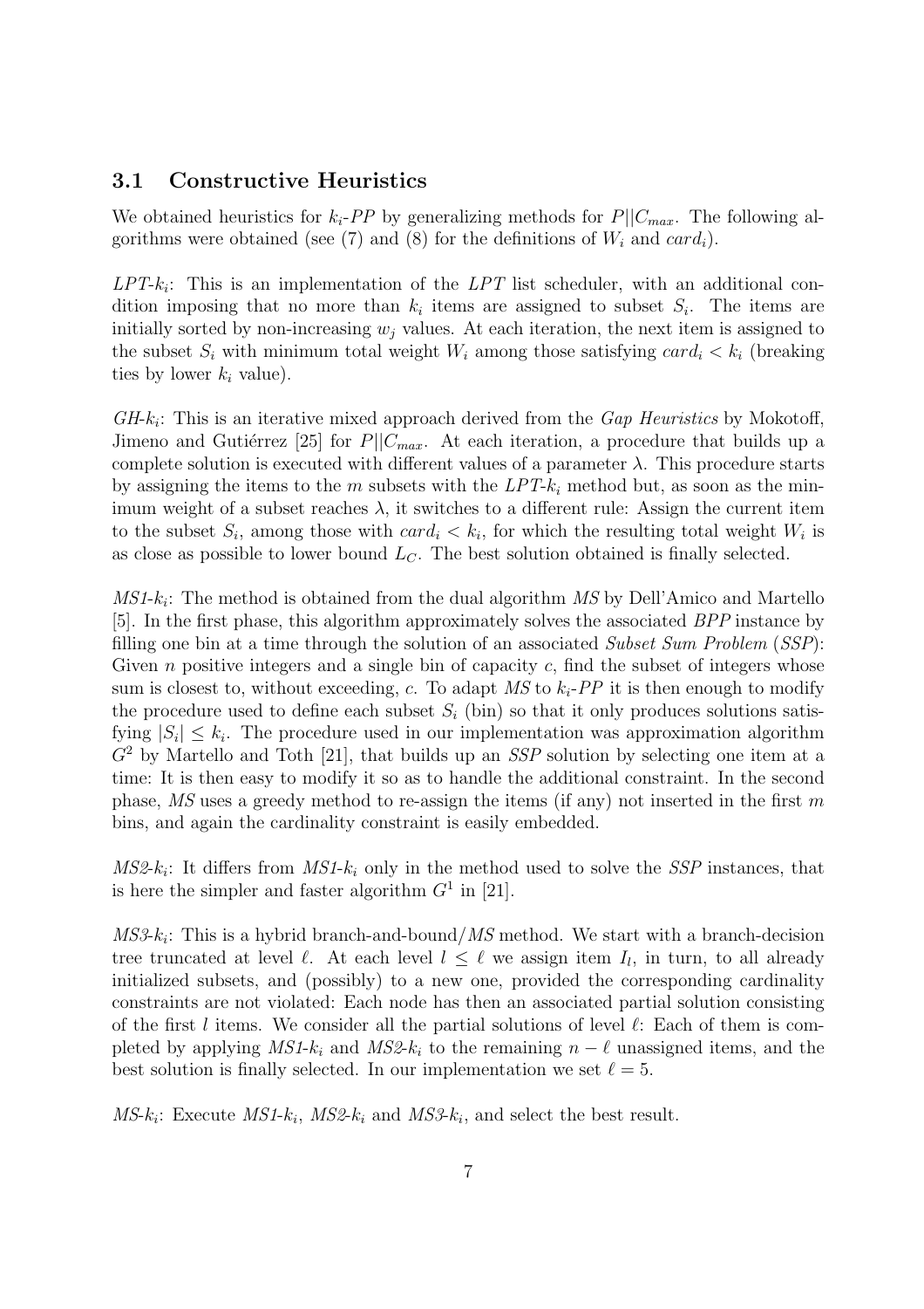### 3.1 Constructive Heuristics

We obtained heuristics for $k_i$-*PP* by generalizing methods for $P||C_{max}$. The following algorithms were obtained (see (7) and (8) for the definitions of $W_i$ and $card_i$).

*LPT-*$k_i$: This is an implementation of the *LPT* list scheduler, with an additional condition imposing that no more than $k_i$ items are assigned to subset $S_i$. The items are initially sorted by non-increasing $w_j$ values. At each iteration, the next item is assigned to the subset $S_i$ with minimum total weight $W_i$ among those satisfying $card_i < k_i$ (breaking ties by lower $k_i$ value).

*GH-*$k_i$: This is an iterative mixed approach derived from the *Gap Heuristics* by Mokotoff, Jimeno and Gutiérrez [25] for $P||C_{max}$. At each iteration, a procedure that builds up a complete solution is executed with different values of a parameter $\lambda$. This procedure starts by assigning the items to the $m$ subsets with the *LPT-*$k_i$ method but, as soon as the minimum weight of a subset reaches $\lambda$, it switches to a different rule: Assign the current item to the subset $S_i$, among those with $card_i < k_i$, for which the resulting total weight $W_i$ is as close as possible to lower bound $L_C$. The best solution obtained is finally selected.

*MS1-*$k_i$: The method is obtained from the dual algorithm *MS* by Dell'Amico and Martello [5]. In the first phase, this algorithm approximately solves the associated *BPP* instance by filling one bin at a time through the solution of an associated *Subset Sum Problem* (*SSP*): Given $n$ positive integers and a single bin of capacity $c$, find the subset of integers whose sum is closest to, without exceeding, $c$. To adapt *MS* to $k_i$-*PP* it is then enough to modify the procedure used to define each subset $S_i$ (bin) so that it only produces solutions satisfying $|S_i| \leq k_i$. The procedure used in our implementation was approximation algorithm $G^2$ by Martello and Toth [21], that builds up an *SSP* solution by selecting one item at a time: It is then easy to modify it so as to handle the additional constraint. In the second phase, *MS* uses a greedy method to re-assign the items (if any) not inserted in the first $m$ bins, and again the cardinality constraint is easily embedded.

*MS2-*$k_i$: It differs from *MS1-*$k_i$ only in the method used to solve the *SSP* instances, that is here the simpler and faster algorithm $G^1$ in [21].

*MS3-*$k_i$: This is a hybrid branch-and-bound/*MS* method. We start with a branch-decision tree truncated at level $\ell$. At each level $l \leq \ell$ we assign item $I_l$, in turn, to all already initialized subsets, and (possibly) to a new one, provided the corresponding cardinality constraints are not violated: Each node has then an associated partial solution consisting of the first $l$ items. We consider all the partial solutions of level $\ell$: Each of them is completed by applying *MS1-*$k_i$ and *MS2-*$k_i$ to the remaining $n - \ell$ unassigned items, and the best solution is finally selected. In our implementation we set $\ell = 5$.

*MS-*$k_i$: Execute *MS1-*$k_i$, *MS2-*$k_i$ and *MS3-*$k_i$, and select the best result.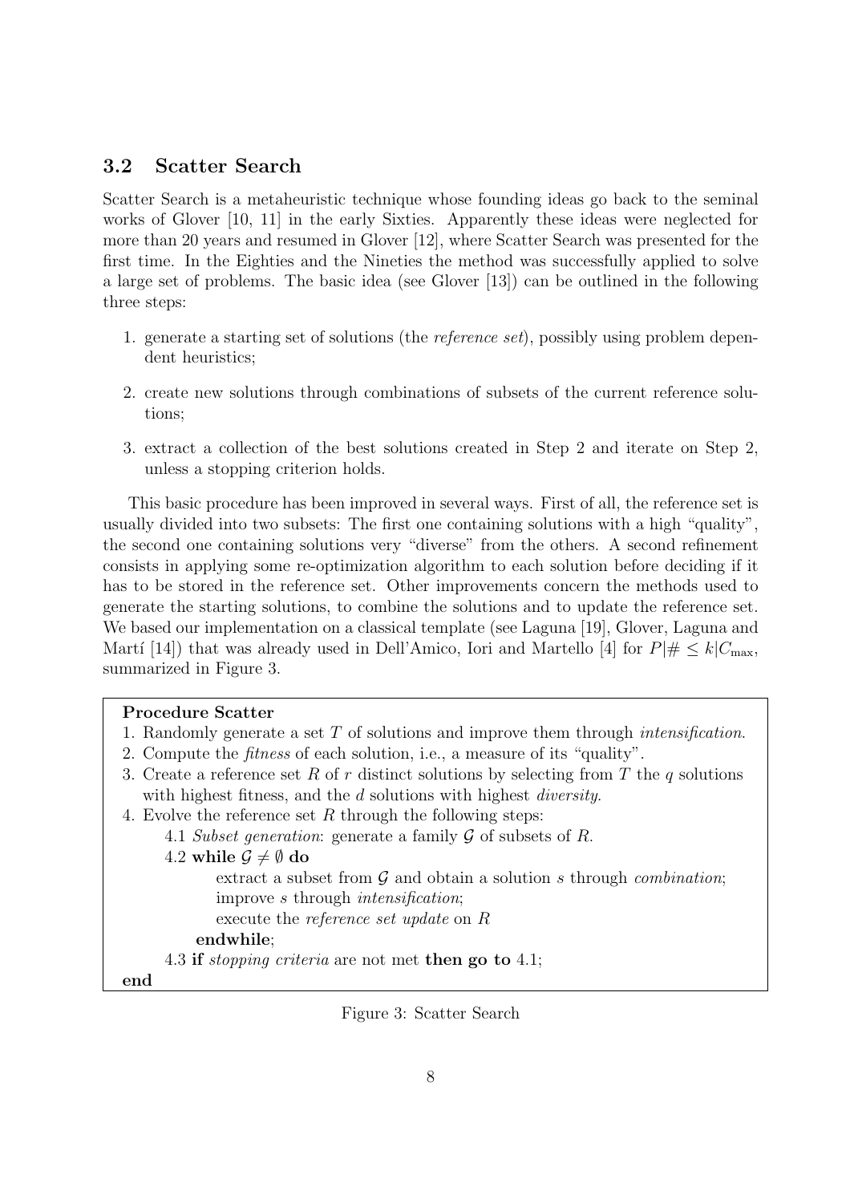### 3.2 Scatter Search

Scatter Search is a metaheuristic technique whose founding ideas go back to the seminal works of Glover [10, 11] in the early Sixties. Apparently these ideas were neglected for more than 20 years and resumed in Glover [12], where Scatter Search was presented for the first time. In the Eighties and the Nineties the method was successfully applied to solve a large set of problems. The basic idea (see Glover [13]) can be outlined in the following three steps:

1. generate a starting set of solutions (the *reference set*), possibly using problem dependent heuristics;
2. create new solutions through combinations of subsets of the current reference solutions;
3. extract a collection of the best solutions created in Step 2 and iterate on Step 2, unless a stopping criterion holds.

This basic procedure has been improved in several ways. First of all, the reference set is usually divided into two subsets: The first one containing solutions with a high "quality", the second one containing solutions very "diverse" from the others. A second refinement consists in applying some re-optimization algorithm to each solution before deciding if it has to be stored in the reference set. Other improvements concern the methods used to generate the starting solutions, to combine the solutions and to update the reference set. We based our implementation on a classical template (see Laguna [19], Glover, Laguna and Martí [14]) that was already used in Dell'Amico, Iori and Martello [4] for $P|\# \leq k|C_{\max}$, summarized in Figure 3.

**Procedure Scatter**

1. Randomly generate a set $T$ of solutions and improve them through *intensification*.
2. Compute the *fitness* of each solution, i.e., a measure of its "quality".
3. Create a reference set $R$ of $r$ distinct solutions by selecting from $T$ the $q$ solutions with highest fitness, and the $d$ solutions with highest *diversity*.
4. Evolve the reference set $R$ through the following steps:
   - 4.1 *Subset generation*: generate a family $\mathcal{G}$ of subsets of $R$.
   - 4.2 **while** $\mathcal{G} \neq \emptyset$ **do**
     - extract a subset from $\mathcal{G}$ and obtain a solution $s$ through *combination*;
     - improve $s$ through *intensification*;
     - execute the *reference set update* on $R$
     
     **endwhile**;
   - 4.3 **if** *stopping criteria* are not met **then go to** 4.1;

**end**

Figure 3: Scatter Search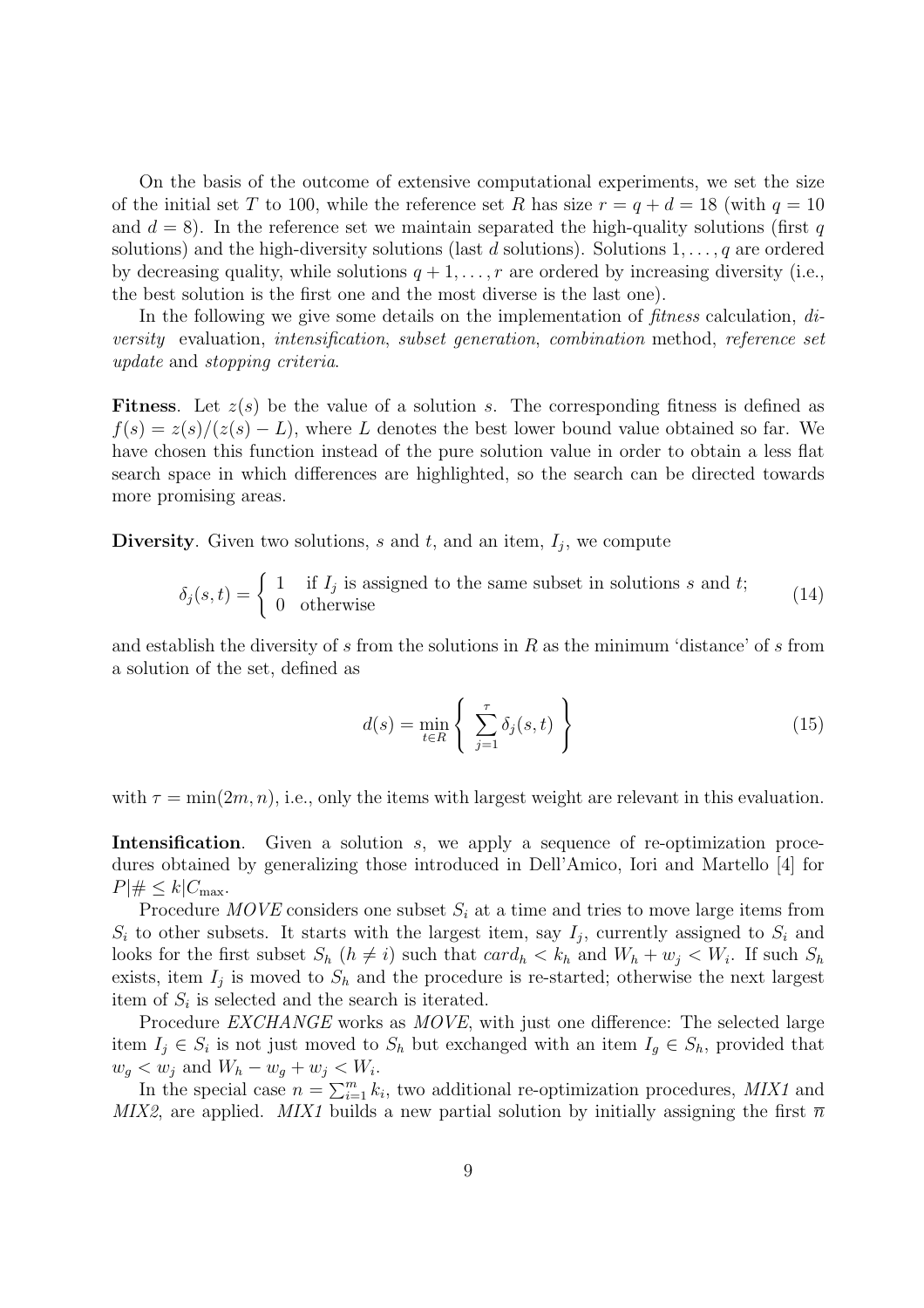On the basis of the outcome of extensive computational experiments, we set the size of the initial set $T$ to 100, while the reference set $R$ has size $r = q + d = 18$ (with $q = 10$ and $d = 8$). In the reference set we maintain separated the high-quality solutions (first $q$ solutions) and the high-diversity solutions (last $d$ solutions). Solutions $1, \dots, q$ are ordered by decreasing quality, while solutions $q+1, \dots, r$ are ordered by increasing diversity (i.e., the best solution is the first one and the most diverse is the last one).

In the following we give some details on the implementation of *fitness* calculation, *diversity* evaluation, *intensification*, *subset generation*, *combination* method, *reference set update* and *stopping criteria*.

**Fitness**. Let $z(s)$ be the value of a solution $s$. The corresponding fitness is defined as $f(s) = z(s)/(z(s) - L)$, where $L$ denotes the best lower bound value obtained so far. We have chosen this function instead of the pure solution value in order to obtain a less flat search space in which differences are highlighted, so the search can be directed towards more promising areas.

**Diversity**. Given two solutions, $s$ and $t$, and an item, $I_j$, we compute

$$\delta_j(s,t) = \begin{cases} 1 & \text{if } I_j \text{ is assigned to the same subset in solutions } s \text{ and } t; \\ 0 & \text{otherwise} \end{cases} \tag{14}$$

and establish the diversity of $s$ from the solutions in $R$ as the minimum 'distance' of $s$ from a solution of the set, defined as

$$d(s) = \min_{t \in R} \left\{ \sum_{j=1}^{\tau} \delta_j(s,t) \right\} \tag{15}$$

with $\tau = \min(2m, n)$, i.e., only the items with largest weight are relevant in this evaluation.

**Intensification**. Given a solution $s$, we apply a sequence of re-optimization procedures obtained by generalizing those introduced in Dell'Amico, Iori and Martello [4] for $P|\# \le k|C_{\max}$.

Procedure *MOVE* considers one subset $S_i$ at a time and tries to move large items from $S_i$ to other subsets. It starts with the largest item, say $I_j$, currently assigned to $S_i$ and looks for the first subset $S_h$ ($h \neq i$) such that $card_h < k_h$ and $W_h + w_j < W_i$. If such $S_h$ exists, item $I_j$ is moved to $S_h$ and the procedure is re-started; otherwise the next largest item of $S_i$ is selected and the search is iterated.

Procedure *EXCHANGE* works as *MOVE*, with just one difference: The selected large item $I_j \in S_i$ is not just moved to $S_h$ but exchanged with an item $I_g \in S_h$, provided that $w_g < w_j$ and $W_h - w_g + w_j < W_i$.

In the special case $n = \sum_{i=1}^{m} k_i$, two additional re-optimization procedures, *MIX1* and *MIX2*, are applied. *MIX1* builds a new partial solution by initially assigning the first $\overline{n}$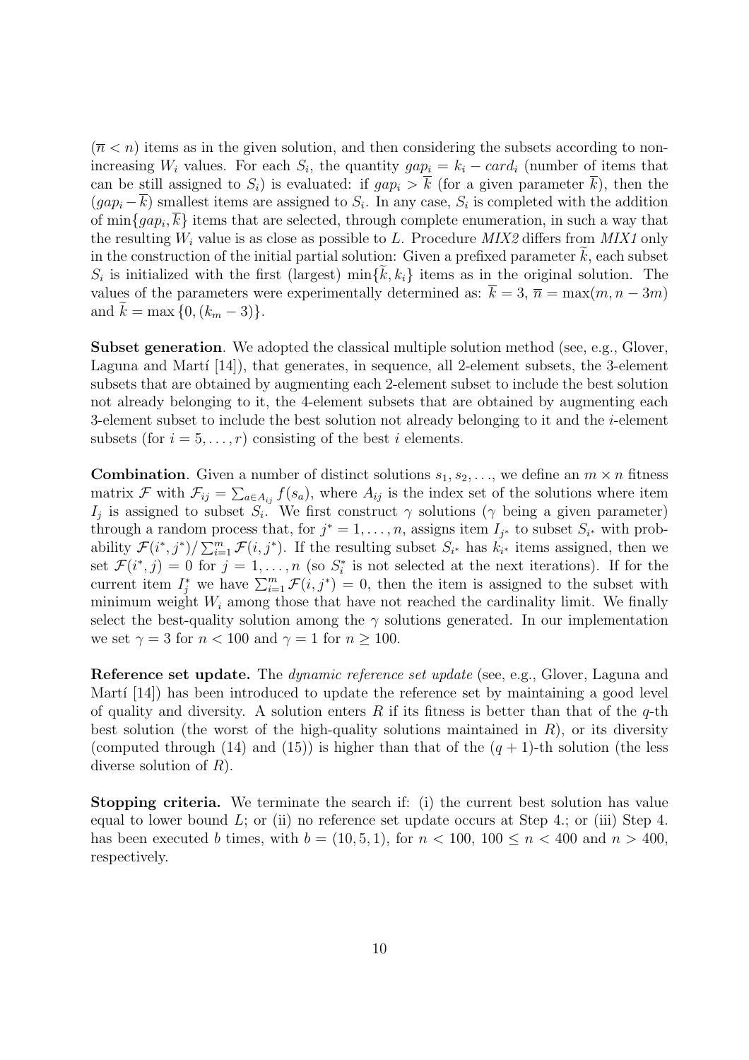($\overline{n} < n$) items as in the given solution, and then considering the subsets according to non-increasing $W_i$ values. For each $S_i$, the quantity $gap_i = k_i - card_i$ (number of items that can be still assigned to $S_i$) is evaluated: if $gap_i > \overline{k}$ (for a given parameter $\overline{k}$), then the $(gap_i - \overline{k})$ smallest items are assigned to $S_i$. In any case, $S_i$ is completed with the addition of $\min\{gap_i, \overline{k}\}$ items that are selected, through complete enumeration, in such a way that the resulting $W_i$ value is as close as possible to $L$. Procedure *MIX2* differs from *MIX1* only in the construction of the initial partial solution: Given a prefixed parameter $\widetilde{k}$, each subset $S_i$ is initialized with the first (largest) $\min\{\widetilde{k}, k_i\}$ items as in the original solution. The values of the parameters were experimentally determined as: $\overline{k} = 3$, $\overline{n} = \max(m, n - 3m)$ and $\widetilde{k} = \max\{0, (k_m - 3)\}$.

**Subset generation**. We adopted the classical multiple solution method (see, e.g., Glover, Laguna and Martí [14]), that generates, in sequence, all 2-element subsets, the 3-element subsets that are obtained by augmenting each 2-element subset to include the best solution not already belonging to it, the 4-element subsets that are obtained by augmenting each 3-element subset to include the best solution not already belonging to it and the $i$-element subsets (for $i = 5, \ldots, r$) consisting of the best $i$ elements.

**Combination**. Given a number of distinct solutions $s_1, s_2, \ldots$, we define an $m \times n$ fitness matrix $\mathcal{F}$ with $\mathcal{F}_{ij} = \sum_{a \in A_{ij}} f(s_a)$, where $A_{ij}$ is the index set of the solutions where item $I_j$ is assigned to subset $S_i$. We first construct $\gamma$ solutions ($\gamma$ being a given parameter) through a random process that, for $j^* = 1, \ldots, n$, assigns item $I_{j^*}$ to subset $S_{i^*}$ with probability $\mathcal{F}(i^*, j^*)/\sum_{i=1}^{m} \mathcal{F}(i, j^*)$. If the resulting subset $S_{i^*}$ has $k_{i^*}$ items assigned, then we set $\mathcal{F}(i^*, j) = 0$ for $j = 1, \ldots, n$ (so $S_i^*$ is not selected at the next iterations). If for the current item $I_j^*$ we have $\sum_{i=1}^{m} \mathcal{F}(i, j^*) = 0$, then the item is assigned to the subset with minimum weight $W_i$ among those that have not reached the cardinality limit. We finally select the best-quality solution among the $\gamma$ solutions generated. In our implementation we set $\gamma = 3$ for $n < 100$ and $\gamma = 1$ for $n \geq 100$.

**Reference set update.** The *dynamic reference set update* (see, e.g., Glover, Laguna and Martí [14]) has been introduced to update the reference set by maintaining a good level of quality and diversity. A solution enters $R$ if its fitness is better than that of the $q$-th best solution (the worst of the high-quality solutions maintained in $R$), or its diversity (computed through (14) and (15)) is higher than that of the $(q + 1)$-th solution (the less diverse solution of $R$).

**Stopping criteria.** We terminate the search if: (i) the current best solution has value equal to lower bound $L$; or (ii) no reference set update occurs at Step 4.; or (iii) Step 4. has been executed $b$ times, with $b = (10, 5, 1)$, for $n < 100$, $100 \leq n < 400$ and $n > 400$, respectively.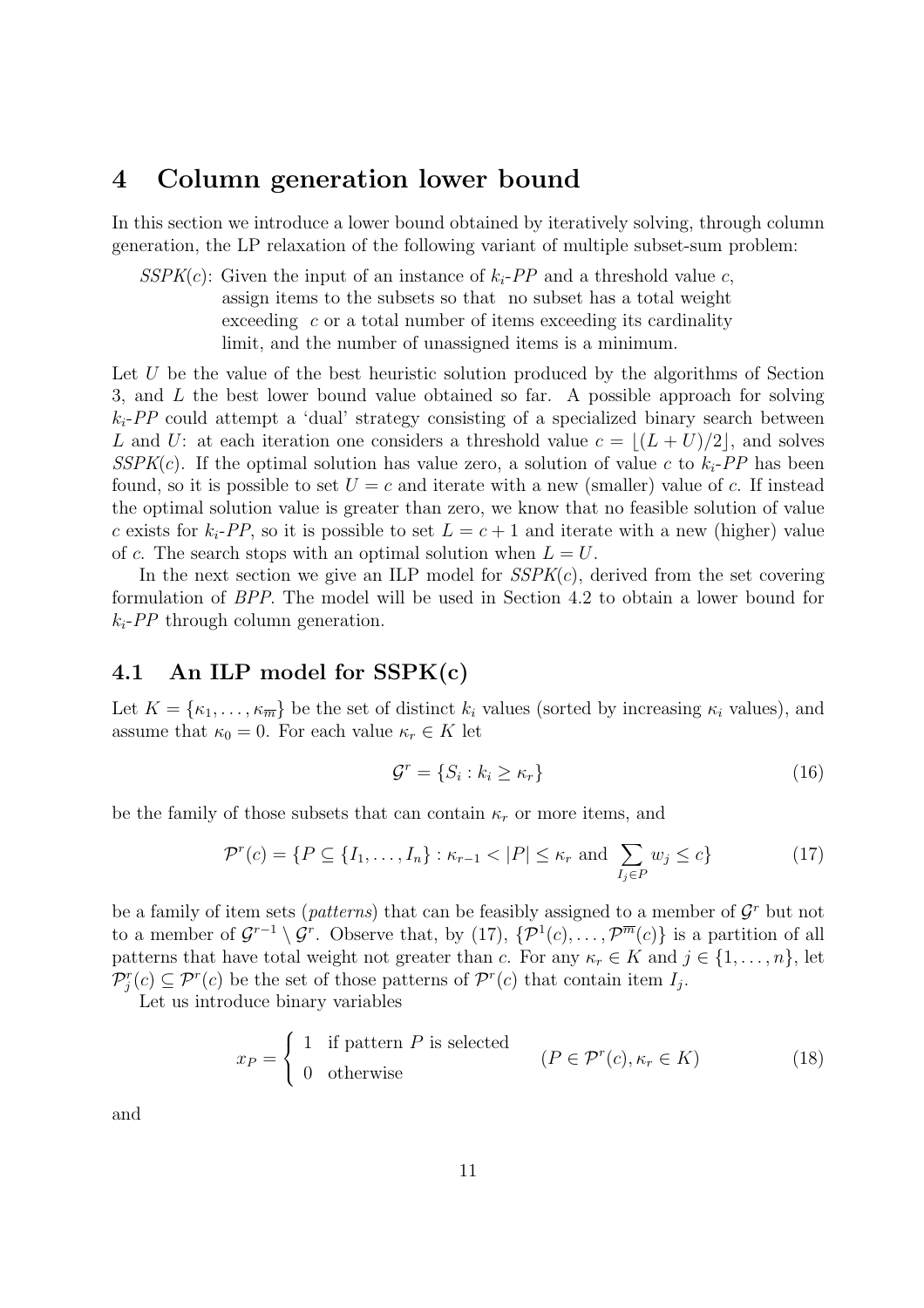# 4 Column generation lower bound

In this section we introduce a lower bound obtained by iteratively solving, through column generation, the LP relaxation of the following variant of multiple subset-sum problem:

*SSPK*($c$): Given the input of an instance of $k_i$-*PP* and a threshold value $c$, assign items to the subsets so that no subset has a total weight exceeding $c$ or a total number of items exceeding its cardinality limit, and the number of unassigned items is a minimum.

Let $U$ be the value of the best heuristic solution produced by the algorithms of Section 3, and $L$ the best lower bound value obtained so far. A possible approach for solving $k_i$-*PP* could attempt a 'dual' strategy consisting of a specialized binary search between $L$ and $U$: at each iteration one considers a threshold value $c = \lfloor (L + U)/2 \rfloor$, and solves *SSPK*($c$). If the optimal solution has value zero, a solution of value $c$ to $k_i$-*PP* has been found, so it is possible to set $U = c$ and iterate with a new (smaller) value of $c$. If instead the optimal solution value is greater than zero, we know that no feasible solution of value $c$ exists for $k_i$-*PP*, so it is possible to set $L = c + 1$ and iterate with a new (higher) value of $c$. The search stops with an optimal solution when $L = U$.

In the next section we give an ILP model for *SSPK*($c$), derived from the set covering formulation of *BPP*. The model will be used in Section 4.2 to obtain a lower bound for $k_i$-*PP* through column generation.

## 4.1 An ILP model for SSPK(c)

Let $K = \{\kappa_1, \dots, \kappa_{\overline{m}}\}$ be the set of distinct $k_i$ values (sorted by increasing $\kappa_i$ values), and assume that $\kappa_0 = 0$. For each value $\kappa_r \in K$ let

$$\mathcal{G}^r = \{S_i : k_i \geq \kappa_r\} \tag{16}$$

be the family of those subsets that can contain $\kappa_r$ or more items, and

$$\mathcal{P}^r(c) = \{P \subseteq \{I_1, \dots, I_n\} : \kappa_{r-1} < |P| \leq \kappa_r \text{ and } \sum_{I_j \in P} w_j \leq c\} \tag{17}$$

be a family of item sets (*patterns*) that can be feasibly assigned to a member of $\mathcal{G}^r$ but not to a member of $\mathcal{G}^{r-1} \setminus \mathcal{G}^r$. Observe that, by (17), $\{\mathcal{P}^1(c), \dots, \mathcal{P}^{\overline{m}}(c)\}$ is a partition of all patterns that have total weight not greater than $c$. For any $\kappa_r \in K$ and $j \in \{1, \dots, n\}$, let $\mathcal{P}_j^r(c) \subseteq \mathcal{P}^r(c)$ be the set of those patterns of $\mathcal{P}^r(c)$ that contain item $I_j$.

Let us introduce binary variables

$$x_P = \begin{cases} 1 & \text{if pattern } P \text{ is selected} \\ 0 & \text{otherwise} \end{cases} \qquad (P \in \mathcal{P}^r(c), \kappa_r \in K) \tag{18}$$

and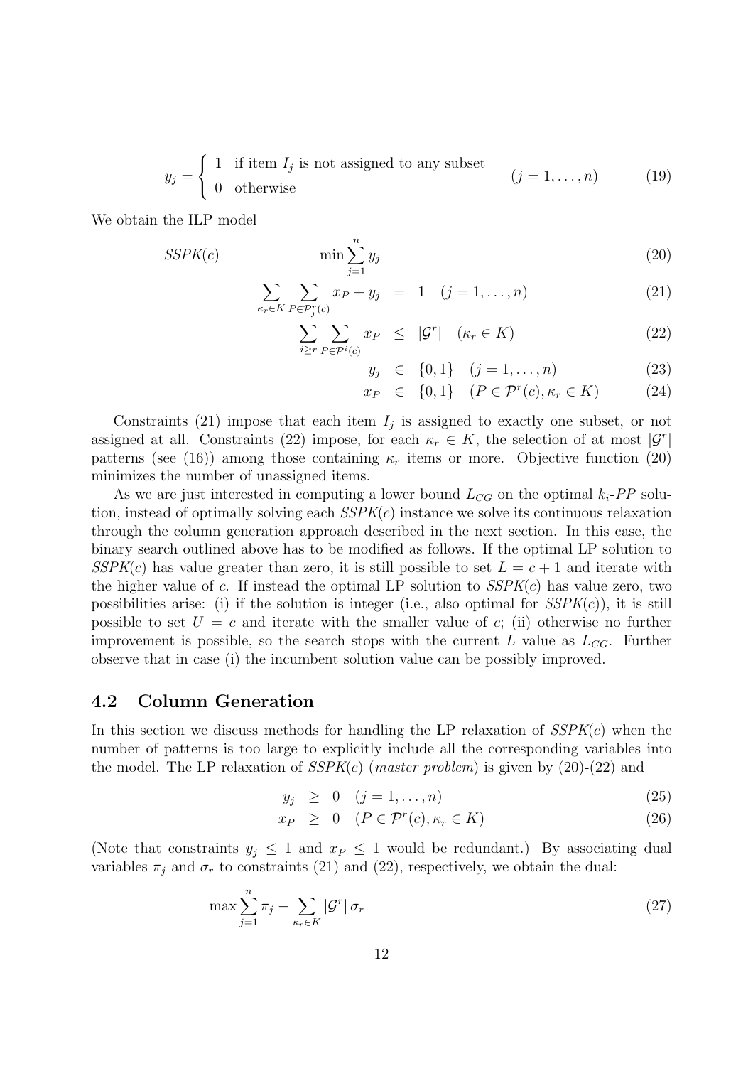$$y_j = \begin{cases} 1 & \text{if item } I_j \text{ is not assigned to any subset} \\ 0 & \text{otherwise} \end{cases} \qquad (j = 1, \ldots, n) \tag{19}$$

We obtain the ILP model

$$SSPK(c) \qquad \min \sum_{j=1}^{n} y_j \tag{20}$$

$$\sum_{\kappa_r \in K} \sum_{P \in \mathcal{P}_j^r(c)} x_P + y_j = 1 \quad (j = 1, \ldots, n) \tag{21}$$

$$\sum_{i \geq r} \sum_{P \in \mathcal{P}^i(c)} x_P \leq |\mathcal{G}^r| \quad (\kappa_r \in K) \tag{22}$$

$$y_j \in \{0, 1\} \quad (j = 1, \ldots, n) \tag{23}$$

$$x_P \in \{0, 1\} \quad (P \in \mathcal{P}^r(c), \kappa_r \in K) \tag{24}$$

Constraints (21) impose that each item $I_j$ is assigned to exactly one subset, or not assigned at all. Constraints (22) impose, for each $\kappa_r \in K$, the selection of at most $|\mathcal{G}^r|$ patterns (see (16)) among those containing $\kappa_r$ items or more. Objective function (20) minimizes the number of unassigned items.

As we are just interested in computing a lower bound $L_{CG}$ on the optimal $k_i$-$PP$ solution, instead of optimally solving each $SSPK(c)$ instance we solve its continuous relaxation through the column generation approach described in the next section. In this case, the binary search outlined above has to be modified as follows. If the optimal LP solution to $SSPK(c)$ has value greater than zero, it is still possible to set $L = c + 1$ and iterate with the higher value of $c$. If instead the optimal LP solution to $SSPK(c)$ has value zero, two possibilities arise: (i) if the solution is integer (i.e., also optimal for $SSPK(c)$), it is still possible to set $U = c$ and iterate with the smaller value of $c$; (ii) otherwise no further improvement is possible, so the search stops with the current $L$ value as $L_{CG}$. Further observe that in case (i) the incumbent solution value can be possibly improved.

## 4.2 Column Generation

In this section we discuss methods for handling the LP relaxation of $SSPK(c)$ when the number of patterns is too large to explicitly include all the corresponding variables into the model. The LP relaxation of $SSPK(c)$ (*master problem*) is given by (20)-(22) and

$$y_j \geq 0 \quad (j = 1, \ldots, n) \tag{25}$$

$$x_P \geq 0 \quad (P \in \mathcal{P}^r(c), \kappa_r \in K) \tag{26}$$

(Note that constraints $y_j \leq 1$ and $x_P \leq 1$ would be redundant.) By associating dual variables $\pi_j$ and $\sigma_r$ to constraints (21) and (22), respectively, we obtain the dual:

$$\max \sum_{j=1}^{n} \pi_j - \sum_{\kappa_r \in K} |\mathcal{G}^r| \, \sigma_r \tag{27}$$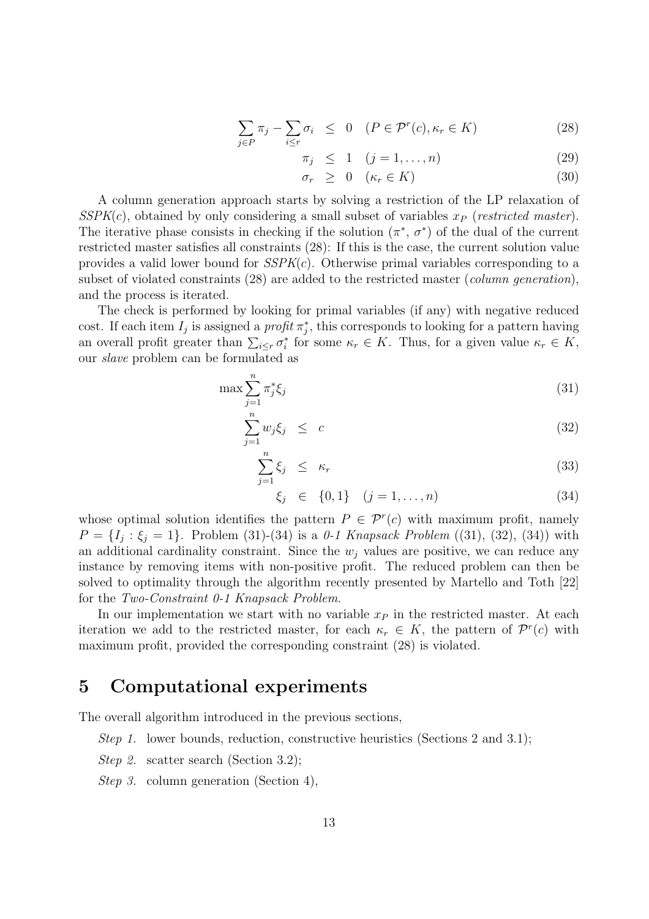$$\sum_{j \in P} \pi_j - \sum_{i \leq r} \sigma_i \leq 0 \quad (P \in \mathcal{P}^r(c), \kappa_r \in K) \tag{28}$$

$$\pi_j \leq 1 \quad (j = 1, \dots, n) \tag{29}$$

$$\sigma_r \geq 0 \quad (\kappa_r \in K) \tag{30}$$

A column generation approach starts by solving a restriction of the LP relaxation of *SSPK*($c$), obtained by only considering a small subset of variables $x_P$ (*restricted master*). The iterative phase consists in checking if the solution ($\pi^*$, $\sigma^*$) of the dual of the current restricted master satisfies all constraints (28): If this is the case, the current solution value provides a valid lower bound for *SSPK*($c$). Otherwise primal variables corresponding to a subset of violated constraints (28) are added to the restricted master (*column generation*), and the process is iterated.

The check is performed by looking for primal variables (if any) with negative reduced cost. If each item $I_j$ is assigned a *profit* $\pi_j^*$, this corresponds to looking for a pattern having an overall profit greater than $\sum_{i \leq r} \sigma_i^*$ for some $\kappa_r \in K$. Thus, for a given value $\kappa_r \in K$, our *slave* problem can be formulated as

$$\max \sum_{j=1}^{n} \pi_j^* \xi_j \tag{31}$$

$$\sum_{j=1}^{n} w_j \xi_j \leq c \tag{32}$$

$$\sum_{j=1}^{n} \xi_j \leq \kappa_r \tag{33}$$

$$\xi_j \in \{0, 1\} \quad (j = 1, \dots, n) \tag{34}$$

whose optimal solution identifies the pattern $P \in \mathcal{P}^r(c)$ with maximum profit, namely $P = \{I_j : \xi_j = 1\}$. Problem (31)-(34) is a *0-1 Knapsack Problem* ((31), (32), (34)) with an additional cardinality constraint. Since the $w_j$ values are positive, we can reduce any instance by removing items with non-positive profit. The reduced problem can then be solved to optimality through the algorithm recently presented by Martello and Toth [22] for the *Two-Constraint 0-1 Knapsack Problem*.

In our implementation we start with no variable $x_P$ in the restricted master. At each iteration we add to the restricted master, for each $\kappa_r \in K$, the pattern of $\mathcal{P}^r(c)$ with maximum profit, provided the corresponding constraint (28) is violated.

## 5 Computational experiments

The overall algorithm introduced in the previous sections,

*Step 1.* lower bounds, reduction, constructive heuristics (Sections 2 and 3.1);

*Step 2.* scatter search (Section 3.2);

*Step 3.* column generation (Section 4),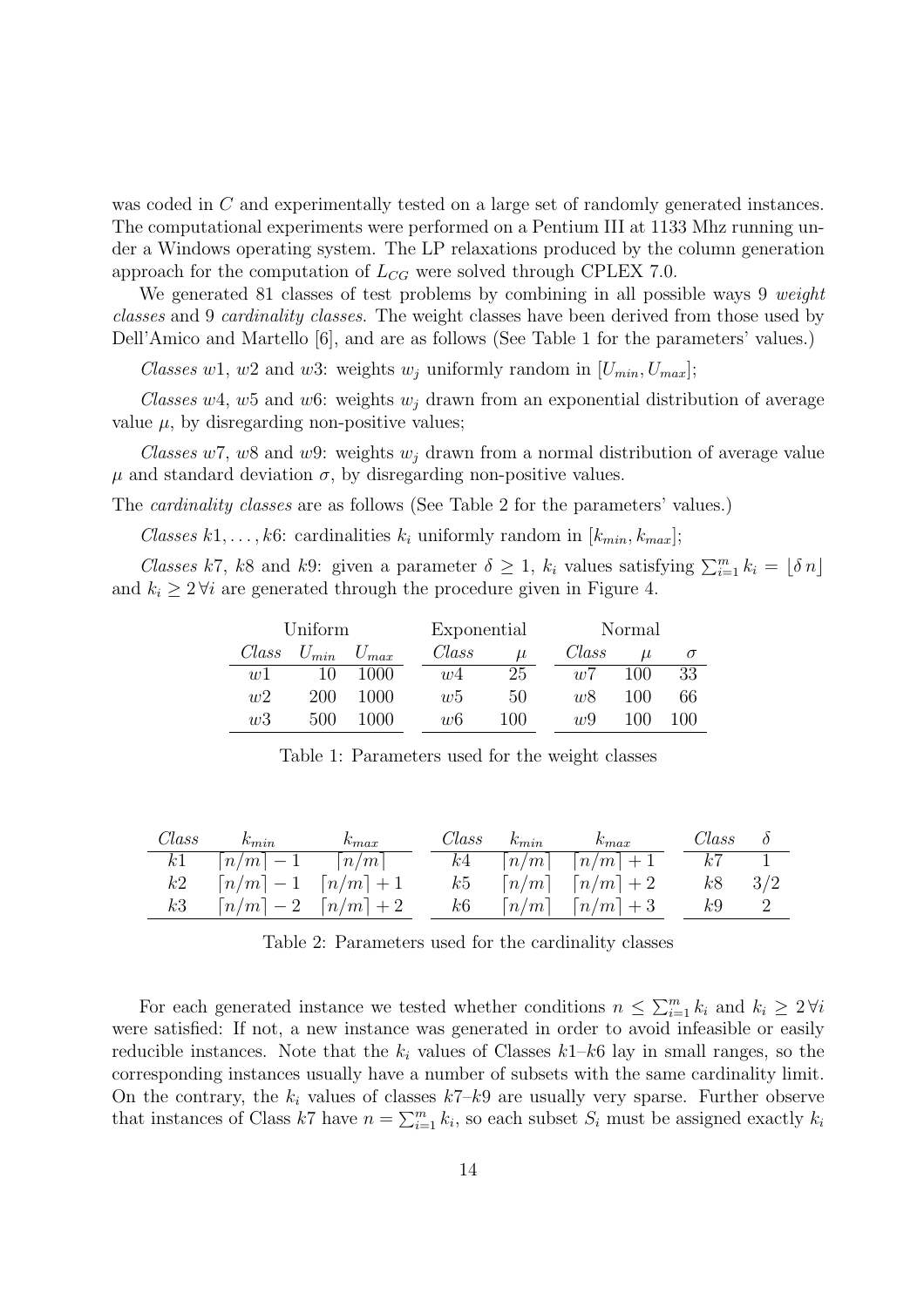was coded in *C* and experimentally tested on a large set of randomly generated instances. The computational experiments were performed on a Pentium III at 1133 Mhz running under a Windows operating system. The LP relaxations produced by the column generation approach for the computation of $L_{CG}$ were solved through CPLEX 7.0.

We generated 81 classes of test problems by combining in all possible ways 9 *weight classes* and 9 *cardinality classes*. The weight classes have been derived from those used by Dell'Amico and Martello [6], and are as follows (See Table 1 for the parameters' values.)

*Classes* $w1$, $w2$ and $w3$: weights $w_j$ uniformly random in $[U_{min}, U_{max}]$;

*Classes* $w4$, $w5$ and $w6$: weights $w_j$ drawn from an exponential distribution of average value $\mu$, by disregarding non-positive values;

*Classes* $w7$, $w8$ and $w9$: weights $w_j$ drawn from a normal distribution of average value $\mu$ and standard deviation $\sigma$, by disregarding non-positive values.

The *cardinality classes* are as follows (See Table 2 for the parameters' values.)

*Classes* $k1, \ldots, k6$: cardinalities $k_i$ uniformly random in $[k_{min}, k_{max}]$;

*Classes* $k7$, $k8$ and $k9$: given a parameter $\delta \geq 1$, $k_i$ values satisfying $\sum_{i=1}^{m} k_i = \lfloor \delta\, n \rfloor$ and $k_i \geq 2\,\forall i$ are generated through the procedure given in Figure 4.

| Uniform | | | Exponential | | Normal | | |
|---|---|---|---|---|---|---|---|
| *Class* | $U_{min}$ | $U_{max}$ | *Class* | $\mu$ | *Class* | $\mu$ | $\sigma$ |
| $w1$ | 10 | 1000 | $w4$ | 25 | $w7$ | 100 | 33 |
| $w2$ | 200 | 1000 | $w5$ | 50 | $w8$ | 100 | 66 |
| $w3$ | 500 | 1000 | $w6$ | 100 | $w9$ | 100 | 100 |

Table 1: Parameters used for the weight classes

| *Class* | $k_{min}$ | $k_{max}$ | *Class* | $k_{min}$ | $k_{max}$ | *Class* | $\delta$ |
|---|---|---|---|---|---|---|---|
| $k1$ | $\lceil n/m \rceil - 1$ | $\lceil n/m \rceil$ | $k4$ | $\lceil n/m \rceil$ | $\lceil n/m \rceil + 1$ | $k7$ | 1 |
| $k2$ | $\lceil n/m \rceil - 1$ | $\lceil n/m \rceil + 1$ | $k5$ | $\lceil n/m \rceil$ | $\lceil n/m \rceil + 2$ | $k8$ | 3/2 |
| $k3$ | $\lceil n/m \rceil - 2$ | $\lceil n/m \rceil + 2$ | $k6$ | $\lceil n/m \rceil$ | $\lceil n/m \rceil + 3$ | $k9$ | 2 |

Table 2: Parameters used for the cardinality classes

For each generated instance we tested whether conditions $n \leq \sum_{i=1}^{m} k_i$ and $k_i \geq 2\,\forall i$ were satisfied: If not, a new instance was generated in order to avoid infeasible or easily reducible instances. Note that the $k_i$ values of Classes $k1$–$k6$ lay in small ranges, so the corresponding instances usually have a number of subsets with the same cardinality limit. On the contrary, the $k_i$ values of classes $k7$–$k9$ are usually very sparse. Further observe that instances of Class $k7$ have $n = \sum_{i=1}^{m} k_i$, so each subset $S_i$ must be assigned exactly $k_i$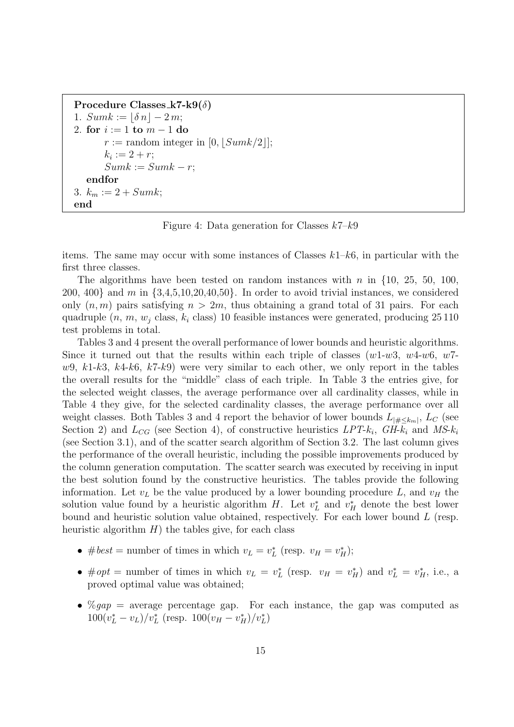```
Procedure Classes_k7-k9(δ)
1. Sumk := ⌊δ n⌋ − 2 m;
2. for i := 1 to m − 1 do
       r := random integer in [0, ⌊Sumk/2⌋];
       k_i := 2 + r;
       Sumk := Sumk − r;
   endfor
3. k_m := 2 + Sumk;
end
```

Figure 4: Data generation for Classes $k7$–$k9$

items. The same may occur with some instances of Classes $k1$–$k6$, in particular with the first three classes.

The algorithms have been tested on random instances with $n$ in {10, 25, 50, 100, 200, 400} and $m$ in {3,4,5,10,20,40,50}. In order to avoid trivial instances, we considered only $(n, m)$ pairs satisfying $n > 2m$, thus obtaining a grand total of 31 pairs. For each quadruple ($n$, $m$, $w_j$ class, $k_i$ class) 10 feasible instances were generated, producing 25 110 test problems in total.

Tables 3 and 4 present the overall performance of lower bounds and heuristic algorithms. Since it turned out that the results within each triple of classes ($w1$-$w3$, $w4$-$w6$, $w7$-$w9$, $k1$-$k3$, $k4$-$k6$, $k7$-$k9$) were very similar to each other, we only report in the tables the overall results for the "middle" class of each triple. In Table 3 the entries give, for the selected weight classes, the average performance over all cardinality classes, while in Table 4 they give, for the selected cardinality classes, the average performance over all weight classes. Both Tables 3 and 4 report the behavior of lower bounds $L_{|\#\leq k_m|}$, $L_C$ (see Section 2) and $L_{CG}$ (see Section 4), of constructive heuristics *LPT*-$k_i$, *GH*-$k_i$ and *MS*-$k_i$ (see Section 3.1), and of the scatter search algorithm of Section 3.2. The last column gives the performance of the overall heuristic, including the possible improvements produced by the column generation computation. The scatter search was executed by receiving in input the best solution found by the constructive heuristics. The tables provide the following information. Let $v_L$ be the value produced by a lower bounding procedure $L$, and $v_H$ the solution value found by a heuristic algorithm $H$. Let $v_L^*$ and $v_H^*$ denote the best lower bound and heuristic solution value obtained, respectively. For each lower bound $L$ (resp. heuristic algorithm $H$) the tables give, for each class

- $\#best$ = number of times in which $v_L = v_L^*$ (resp. $v_H = v_H^*$);
- $\#opt$ = number of times in which $v_L = v_L^*$ (resp. $v_H = v_H^*$) and $v_L^* = v_H^*$, i.e., a proved optimal value was obtained;
- $\%gap$ = average percentage gap. For each instance, the gap was computed as $100(v_L^* - v_L)/v_L^*$ (resp. $100(v_H - v_H^*)/v_L^*$)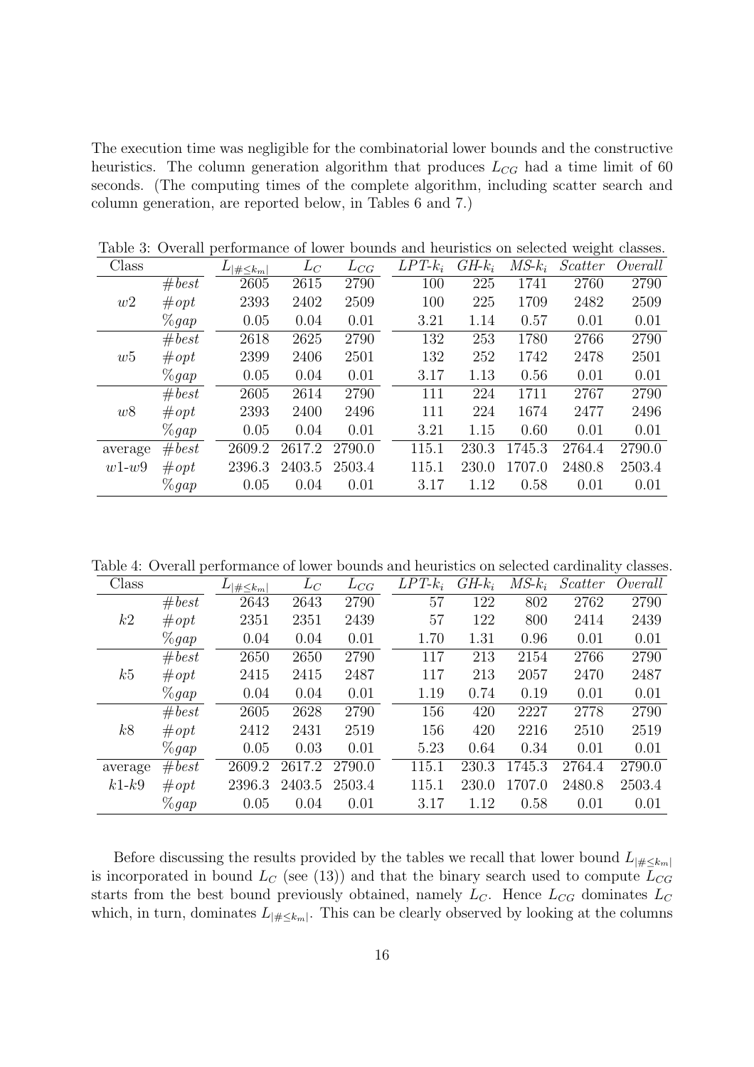The execution time was negligible for the combinatorial lower bounds and the constructive heuristics. The column generation algorithm that produces $L_{CG}$ had a time limit of 60 seconds. (The computing times of the complete algorithm, including scatter search and column generation, are reported below, in Tables 6 and 7.)

Table 3: Overall performance of lower bounds and heuristics on selected weight classes.

| Class | | $L_{\lvert \# \le k_m \rvert}$ | $L_C$ | $L_{CG}$ | $LPT\text{-}k_i$ | $GH\text{-}k_i$ | $MS\text{-}k_i$ | *Scatter* | *Overall* |
|---|---|---|---|---|---|---|---|---|---|
| | $\#best$ | 2605 | 2615 | 2790 | 100 | 225 | 1741 | 2760 | 2790 |
| $w2$ | $\#opt$ | 2393 | 2402 | 2509 | 100 | 225 | 1709 | 2482 | 2509 |
| | $\%gap$ | 0.05 | 0.04 | 0.01 | 3.21 | 1.14 | 0.57 | 0.01 | 0.01 |
| | $\#best$ | 2618 | 2625 | 2790 | 132 | 253 | 1780 | 2766 | 2790 |
| $w5$ | $\#opt$ | 2399 | 2406 | 2501 | 132 | 252 | 1742 | 2478 | 2501 |
| | $\%gap$ | 0.05 | 0.04 | 0.01 | 3.17 | 1.13 | 0.56 | 0.01 | 0.01 |
| | $\#best$ | 2605 | 2614 | 2790 | 111 | 224 | 1711 | 2767 | 2790 |
| $w8$ | $\#opt$ | 2393 | 2400 | 2496 | 111 | 224 | 1674 | 2477 | 2496 |
| | $\%gap$ | 0.05 | 0.04 | 0.01 | 3.21 | 1.15 | 0.60 | 0.01 | 0.01 |
| average | $\#best$ | 2609.2 | 2617.2 | 2790.0 | 115.1 | 230.3 | 1745.3 | 2764.4 | 2790.0 |
| $w1$-$w9$ | $\#opt$ | 2396.3 | 2403.5 | 2503.4 | 115.1 | 230.0 | 1707.0 | 2480.8 | 2503.4 |
| | $\%gap$ | 0.05 | 0.04 | 0.01 | 3.17 | 1.12 | 0.58 | 0.01 | 0.01 |

Table 4: Overall performance of lower bounds and heuristics on selected cardinality classes.

| Class | | $L_{\lvert \# \le k_m \rvert}$ | $L_C$ | $L_{CG}$ | $LPT\text{-}k_i$ | $GH\text{-}k_i$ | $MS\text{-}k_i$ | *Scatter* | *Overall* |
|---|---|---|---|---|---|---|---|---|---|
| | $\#best$ | 2643 | 2643 | 2790 | 57 | 122 | 802 | 2762 | 2790 |
| $k2$ | $\#opt$ | 2351 | 2351 | 2439 | 57 | 122 | 800 | 2414 | 2439 |
| | $\%gap$ | 0.04 | 0.04 | 0.01 | 1.70 | 1.31 | 0.96 | 0.01 | 0.01 |
| | $\#best$ | 2650 | 2650 | 2790 | 117 | 213 | 2154 | 2766 | 2790 |
| $k5$ | $\#opt$ | 2415 | 2415 | 2487 | 117 | 213 | 2057 | 2470 | 2487 |
| | $\%gap$ | 0.04 | 0.04 | 0.01 | 1.19 | 0.74 | 0.19 | 0.01 | 0.01 |
| | $\#best$ | 2605 | 2628 | 2790 | 156 | 420 | 2227 | 2778 | 2790 |
| $k8$ | $\#opt$ | 2412 | 2431 | 2519 | 156 | 420 | 2216 | 2510 | 2519 |
| | $\%gap$ | 0.05 | 0.03 | 0.01 | 5.23 | 0.64 | 0.34 | 0.01 | 0.01 |
| average | $\#best$ | 2609.2 | 2617.2 | 2790.0 | 115.1 | 230.3 | 1745.3 | 2764.4 | 2790.0 |
| $k1$-$k9$ | $\#opt$ | 2396.3 | 2403.5 | 2503.4 | 115.1 | 230.0 | 1707.0 | 2480.8 | 2503.4 |
| | $\%gap$ | 0.05 | 0.04 | 0.01 | 3.17 | 1.12 | 0.58 | 0.01 | 0.01 |

Before discussing the results provided by the tables we recall that lower bound $L_{\lvert \# \le k_m \rvert}$ is incorporated in bound $L_C$ (see (13)) and that the binary search used to compute $L_{CG}$ starts from the best bound previously obtained, namely $L_C$. Hence $L_{CG}$ dominates $L_C$ which, in turn, dominates $L_{\lvert \# \le k_m \rvert}$. This can be clearly observed by looking at the columns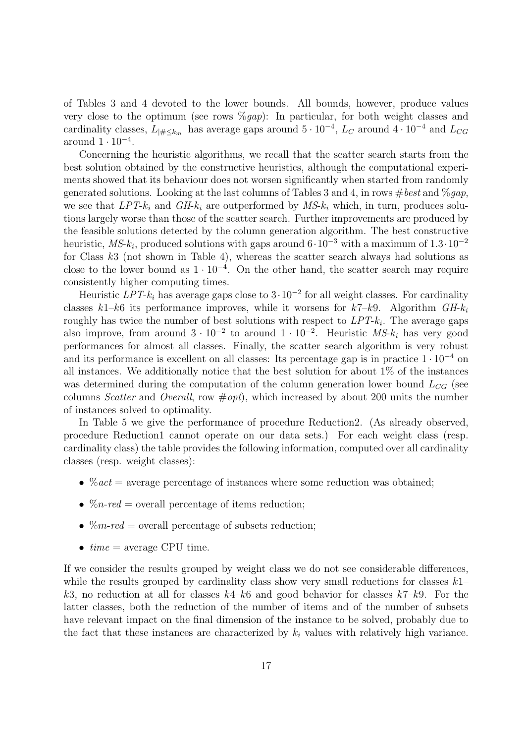of Tables 3 and 4 devoted to the lower bounds. All bounds, however, produce values very close to the optimum (see rows *%gap*): In particular, for both weight classes and cardinality classes, $L_{|\# \leq k_m|}$ has average gaps around $5 \cdot 10^{-4}$, $L_C$ around $4 \cdot 10^{-4}$ and $L_{CG}$ around $1 \cdot 10^{-4}$.

Concerning the heuristic algorithms, we recall that the scatter search starts from the best solution obtained by the constructive heuristics, although the computational experiments showed that its behaviour does not worsen significantly when started from randomly generated solutions. Looking at the last columns of Tables 3 and 4, in rows *#best* and *%gap*, we see that *LPT*-$k_i$ and *GH*-$k_i$ are outperformed by *MS*-$k_i$ which, in turn, produces solutions largely worse than those of the scatter search. Further improvements are produced by the feasible solutions detected by the column generation algorithm. The best constructive heuristic, *MS*-$k_i$, produced solutions with gaps around $6 \cdot 10^{-3}$ with a maximum of $1.3 \cdot 10^{-2}$ for Class $k3$ (not shown in Table 4), whereas the scatter search always had solutions as close to the lower bound as $1 \cdot 10^{-4}$. On the other hand, the scatter search may require consistently higher computing times.

Heuristic *LPT*-$k_i$ has average gaps close to $3 \cdot 10^{-2}$ for all weight classes. For cardinality classes $k1$–$k6$ its performance improves, while it worsens for $k7$–$k9$. Algorithm *GH*-$k_i$ roughly has twice the number of best solutions with respect to *LPT*-$k_i$. The average gaps also improve, from around $3 \cdot 10^{-2}$ to around $1 \cdot 10^{-2}$. Heuristic *MS*-$k_i$ has very good performances for almost all classes. Finally, the scatter search algorithm is very robust and its performance is excellent on all classes: Its percentage gap is in practice $1 \cdot 10^{-4}$ on all instances. We additionally notice that the best solution for about 1% of the instances was determined during the computation of the column generation lower bound $L_{CG}$ (see columns *Scatter* and *Overall*, row *#opt*), which increased by about 200 units the number of instances solved to optimality.

In Table 5 we give the performance of procedure Reduction2. (As already observed, procedure Reduction1 cannot operate on our data sets.) For each weight class (resp. cardinality class) the table provides the following information, computed over all cardinality classes (resp. weight classes):

- *%act* = average percentage of instances where some reduction was obtained;
- *%n-red* = overall percentage of items reduction;
- *%m-red* = overall percentage of subsets reduction;
- *time* = average CPU time.

If we consider the results grouped by weight class we do not see considerable differences, while the results grouped by cardinality class show very small reductions for classes $k1$–$k3$, no reduction at all for classes $k4$–$k6$ and good behavior for classes $k7$–$k9$. For the latter classes, both the reduction of the number of items and of the number of subsets have relevant impact on the final dimension of the instance to be solved, probably due to the fact that these instances are characterized by $k_i$ values with relatively high variance.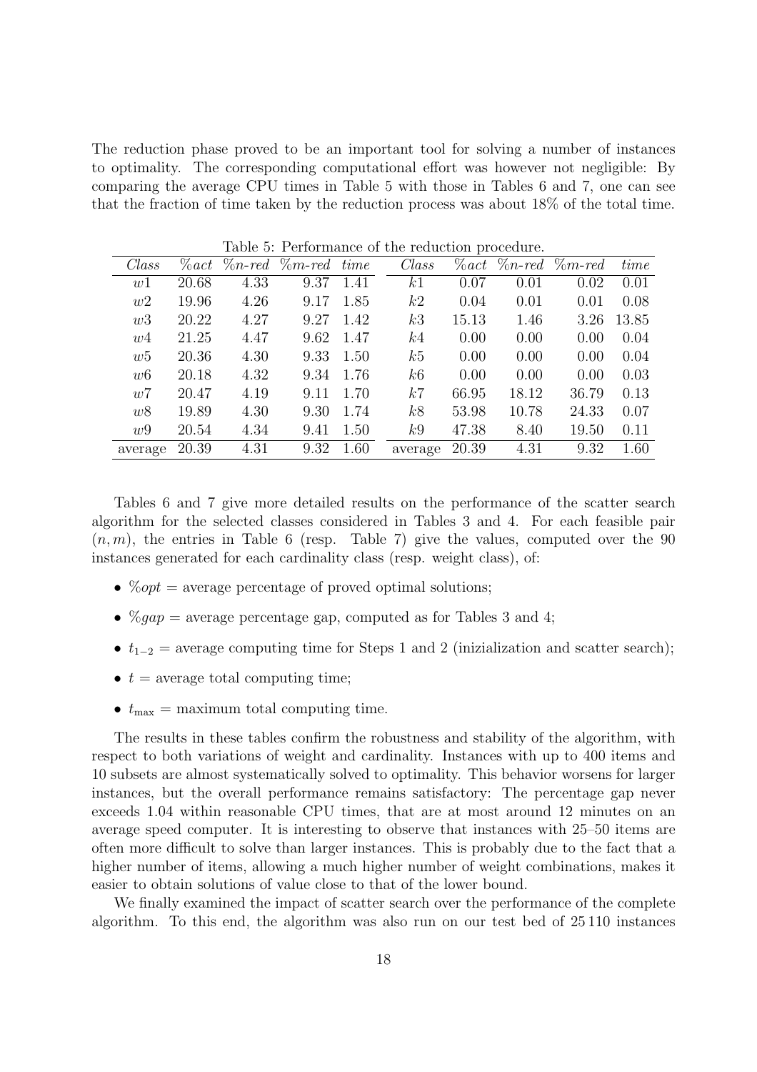The reduction phase proved to be an important tool for solving a number of instances to optimality. The corresponding computational effort was however not negligible: By comparing the average CPU times in Table 5 with those in Tables 6 and 7, one can see that the fraction of time taken by the reduction process was about 18% of the total time.

Table 5: Performance of the reduction procedure.

| *Class* | *%act* | *%n-red* | *%m-red* | *time* | *Class* | *%act* | *%n-red* | *%m-red* | *time* |
|---|---|---|---|---|---|---|---|---|---|
| $w1$ | 20.68 | 4.33 | 9.37 | 1.41 | $k1$ | 0.07 | 0.01 | 0.02 | 0.01 |
| $w2$ | 19.96 | 4.26 | 9.17 | 1.85 | $k2$ | 0.04 | 0.01 | 0.01 | 0.08 |
| $w3$ | 20.22 | 4.27 | 9.27 | 1.42 | $k3$ | 15.13 | 1.46 | 3.26 | 13.85 |
| $w4$ | 21.25 | 4.47 | 9.62 | 1.47 | $k4$ | 0.00 | 0.00 | 0.00 | 0.04 |
| $w5$ | 20.36 | 4.30 | 9.33 | 1.50 | $k5$ | 0.00 | 0.00 | 0.00 | 0.04 |
| $w6$ | 20.18 | 4.32 | 9.34 | 1.76 | $k6$ | 0.00 | 0.00 | 0.00 | 0.03 |
| $w7$ | 20.47 | 4.19 | 9.11 | 1.70 | $k7$ | 66.95 | 18.12 | 36.79 | 0.13 |
| $w8$ | 19.89 | 4.30 | 9.30 | 1.74 | $k8$ | 53.98 | 10.78 | 24.33 | 0.07 |
| $w9$ | 20.54 | 4.34 | 9.41 | 1.50 | $k9$ | 47.38 | 8.40 | 19.50 | 0.11 |
| average | 20.39 | 4.31 | 9.32 | 1.60 | average | 20.39 | 4.31 | 9.32 | 1.60 |

Tables 6 and 7 give more detailed results on the performance of the scatter search algorithm for the selected classes considered in Tables 3 and 4. For each feasible pair $(n, m)$, the entries in Table 6 (resp. Table 7) give the values, computed over the 90 instances generated for each cardinality class (resp. weight class), of:

- *%opt* = average percentage of proved optimal solutions;
- *%gap* = average percentage gap, computed as for Tables 3 and 4;
- $t_{1-2}$ = average computing time for Steps 1 and 2 (inizialization and scatter search);
- $t$ = average total computing time;
- $t_{\max}$ = maximum total computing time.

The results in these tables confirm the robustness and stability of the algorithm, with respect to both variations of weight and cardinality. Instances with up to 400 items and 10 subsets are almost systematically solved to optimality. This behavior worsens for larger instances, but the overall performance remains satisfactory: The percentage gap never exceeds 1.04 within reasonable CPU times, that are at most around 12 minutes on an average speed computer. It is interesting to observe that instances with 25–50 items are often more difficult to solve than larger instances. This is probably due to the fact that a higher number of items, allowing a much higher number of weight combinations, makes it easier to obtain solutions of value close to that of the lower bound.

We finally examined the impact of scatter search over the performance of the complete algorithm. To this end, the algorithm was also run on our test bed of 25 110 instances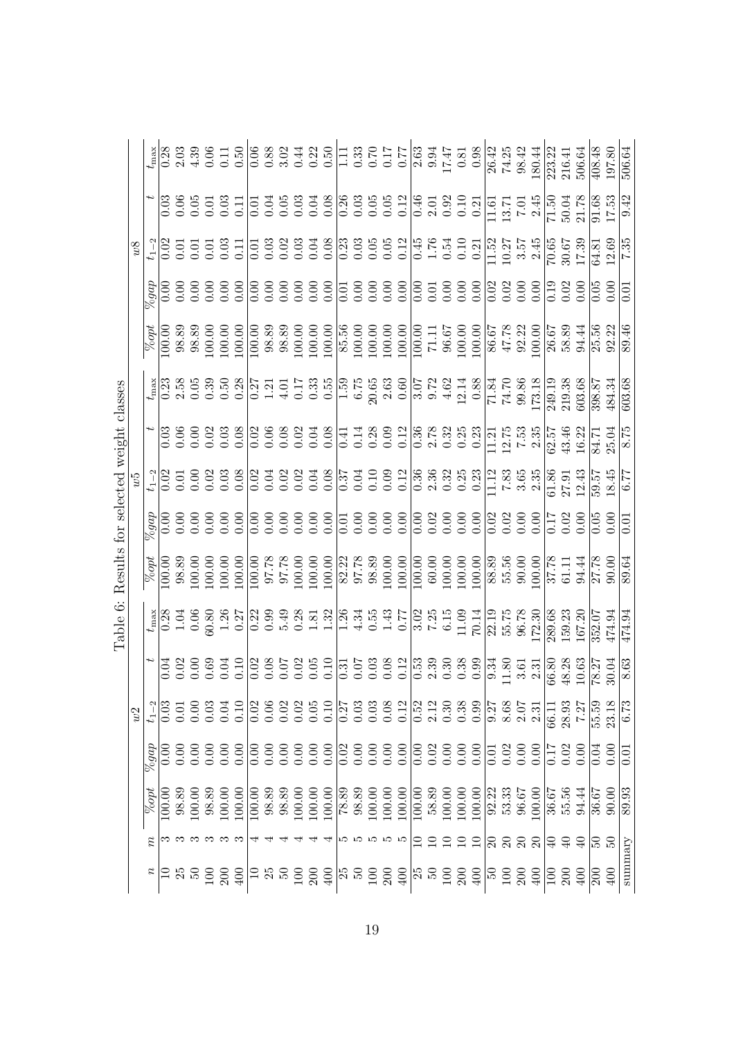Table 6: Results for selected weight classes

| $n$ | $m$ | $w2$ | | | | | $w5$ | | | | | $w8$ | | | | |
|---|---|---|---|---|---|---|---|---|---|---|---|---|---|---|---|---|
| | | $\%opt$ | $\%gap$ | $t_{1-2}$ | $t$ | $t_{\max}$ | $\%opt$ | $\%gap$ | $t_{1-2}$ | $t$ | $t_{\max}$ | $\%opt$ | $\%gap$ | $t_{1-2}$ | $t$ | $t_{\max}$ |
| 10 | 3 | 100.00 | 0.00 | 0.03 | 0.04 | 0.28 | 100.00 | 0.00 | 0.02 | 0.03 | 0.23 | 100.00 | 0.00 | 0.02 | 0.03 | 0.28 |
| 25 | 3 | 98.89 | 0.00 | 0.01 | 0.02 | 1.04 | 98.89 | 0.00 | 0.01 | 0.06 | 2.58 | 98.89 | 0.00 | 0.01 | 0.06 | 2.03 |
| 50 | 3 | 100.00 | 0.00 | 0.00 | 0.00 | 0.06 | 100.00 | 0.00 | 0.00 | 0.00 | 0.05 | 98.89 | 0.00 | 0.01 | 0.05 | 4.39 |
| 100 | 3 | 98.89 | 0.00 | 0.03 | 0.69 | 60.80 | 100.00 | 0.00 | 0.02 | 0.02 | 0.39 | 100.00 | 0.00 | 0.01 | 0.01 | 0.06 |
| 200 | 3 | 100.00 | 0.00 | 0.04 | 0.04 | 1.26 | 100.00 | 0.00 | 0.03 | 0.03 | 0.50 | 100.00 | 0.00 | 0.03 | 0.03 | 0.11 |
| 400 | 3 | 100.00 | 0.00 | 0.10 | 0.10 | 0.27 | 100.00 | 0.00 | 0.08 | 0.08 | 0.28 | 100.00 | 0.00 | 0.11 | 0.11 | 0.50 |
| 10 | 4 | 100.00 | 0.00 | 0.02 | 0.02 | 0.22 | 100.00 | 0.00 | 0.02 | 0.02 | 0.27 | 100.00 | 0.00 | 0.01 | 0.01 | 0.06 |
| 25 | 4 | 98.89 | 0.00 | 0.06 | 0.08 | 0.99 | 97.78 | 0.00 | 0.04 | 0.06 | 1.21 | 98.89 | 0.00 | 0.03 | 0.04 | 0.88 |
| 50 | 4 | 98.89 | 0.00 | 0.02 | 0.07 | 5.49 | 97.78 | 0.00 | 0.02 | 0.08 | 4.01 | 98.89 | 0.00 | 0.02 | 0.05 | 3.02 |
| 100 | 4 | 100.00 | 0.00 | 0.02 | 0.02 | 0.28 | 100.00 | 0.00 | 0.02 | 0.02 | 0.17 | 100.00 | 0.00 | 0.03 | 0.03 | 0.44 |
| 200 | 4 | 100.00 | 0.00 | 0.05 | 0.05 | 1.81 | 100.00 | 0.00 | 0.04 | 0.04 | 0.33 | 100.00 | 0.00 | 0.04 | 0.04 | 0.22 |
| 400 | 4 | 100.00 | 0.00 | 0.10 | 0.10 | 1.32 | 100.00 | 0.00 | 0.08 | 0.08 | 0.55 | 100.00 | 0.00 | 0.08 | 0.08 | 0.50 |
| 25 | 5 | 78.89 | 0.02 | 0.27 | 0.31 | 1.26 | 82.22 | 0.01 | 0.37 | 0.41 | 1.59 | 85.56 | 0.01 | 0.23 | 0.26 | 1.11 |
| 50 | 5 | 98.89 | 0.00 | 0.03 | 0.07 | 4.34 | 97.78 | 0.00 | 0.04 | 0.14 | 6.75 | 100.00 | 0.00 | 0.03 | 0.03 | 0.33 |
| 100 | 5 | 100.00 | 0.00 | 0.03 | 0.03 | 0.55 | 98.89 | 0.00 | 0.10 | 0.28 | 20.65 | 100.00 | 0.00 | 0.05 | 0.05 | 0.70 |
| 200 | 5 | 100.00 | 0.00 | 0.08 | 0.08 | 1.43 | 100.00 | 0.00 | 0.09 | 0.09 | 2.63 | 100.00 | 0.00 | 0.05 | 0.05 | 0.17 |
| 400 | 5 | 100.00 | 0.00 | 0.12 | 0.12 | 0.77 | 100.00 | 0.00 | 0.12 | 0.12 | 0.60 | 100.00 | 0.00 | 0.12 | 0.12 | 0.77 |
| 25 | 10 | 100.00 | 0.00 | 0.52 | 0.53 | 3.02 | 100.00 | 0.00 | 0.36 | 0.36 | 3.07 | 100.00 | 0.00 | 0.45 | 0.46 | 2.63 |
| 50 | 10 | 58.89 | 0.02 | 2.12 | 2.39 | 7.25 | 60.00 | 0.02 | 2.36 | 2.78 | 9.72 | 71.11 | 0.01 | 1.76 | 2.01 | 9.94 |
| 100 | 10 | 100.00 | 0.00 | 0.30 | 0.30 | 6.15 | 100.00 | 0.00 | 0.32 | 0.32 | 4.62 | 96.67 | 0.00 | 0.54 | 0.92 | 17.47 |
| 200 | 10 | 100.00 | 0.00 | 0.38 | 0.38 | 11.09 | 100.00 | 0.00 | 0.25 | 0.25 | 12.14 | 100.00 | 0.00 | 0.10 | 0.10 | 0.81 |
| 400 | 10 | 100.00 | 0.00 | 0.99 | 0.99 | 70.14 | 100.00 | 0.00 | 0.23 | 0.23 | 0.88 | 100.00 | 0.00 | 0.21 | 0.21 | 0.98 |
| 50 | 20 | 92.22 | 0.01 | 9.27 | 9.34 | 22.19 | 88.89 | 0.02 | 11.12 | 11.21 | 71.84 | 86.67 | 0.02 | 11.52 | 11.61 | 26.42 |
| 100 | 20 | 53.33 | 0.02 | 8.68 | 11.80 | 55.75 | 55.56 | 0.02 | 7.83 | 12.75 | 74.70 | 47.78 | 0.02 | 10.27 | 13.71 | 74.25 |
| 200 | 20 | 96.67 | 0.00 | 2.07 | 3.61 | 96.78 | 90.00 | 0.00 | 3.65 | 7.53 | 99.86 | 92.22 | 0.00 | 3.57 | 7.01 | 98.42 |
| 400 | 20 | 100.00 | 0.00 | 2.31 | 2.31 | 172.30 | 100.00 | 0.00 | 2.35 | 2.35 | 173.18 | 100.00 | 0.00 | 2.45 | 2.45 | 180.44 |
| 100 | 40 | 36.67 | 0.17 | 66.11 | 66.80 | 289.68 | 37.78 | 0.17 | 61.86 | 62.57 | 249.19 | 26.67 | 0.19 | 70.65 | 71.50 | 223.22 |
| 200 | 40 | 55.56 | 0.02 | 28.93 | 48.28 | 159.23 | 61.11 | 0.02 | 27.91 | 43.46 | 219.38 | 58.89 | 0.02 | 30.67 | 50.04 | 216.41 |
| 400 | 40 | 94.44 | 0.00 | 7.27 | 10.63 | 167.20 | 94.44 | 0.00 | 12.43 | 16.22 | 603.68 | 94.44 | 0.00 | 17.39 | 21.78 | 506.64 |
| 200 | 50 | 36.67 | 0.04 | 55.59 | 78.27 | 352.07 | 27.78 | 0.05 | 59.57 | 84.71 | 398.87 | 25.56 | 0.05 | 64.81 | 91.68 | 408.48 |
| 400 | 50 | 90.00 | 0.00 | 23.18 | 30.04 | 474.94 | 90.00 | 0.00 | 18.45 | 25.04 | 484.34 | 92.22 | 0.00 | 12.69 | 17.53 | 197.80 |
| summary | | 89.93 | 0.01 | 6.73 | 8.63 | 474.94 | 89.64 | 0.01 | 6.77 | 8.75 | 603.68 | 89.46 | 0.01 | 7.35 | 9.42 | 506.64 |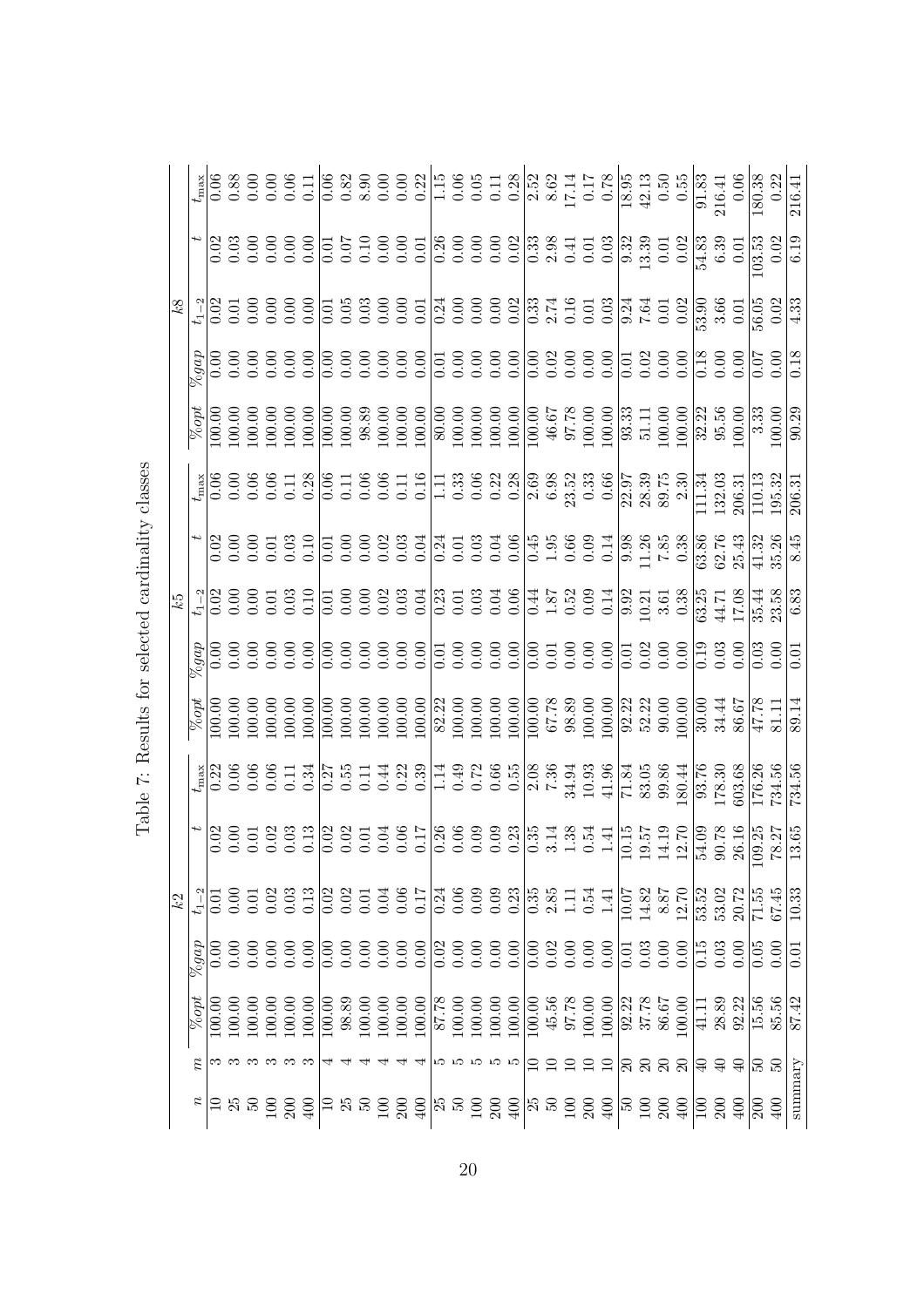Table 7: Results for selected cardinality classes

| $n$ | $m$ | $k2$ | | | | | $k5$ | | | | | $k8$ | | | | |
|---|---|---|---|---|---|---|---|---|---|---|---|---|---|---|---|---|
| | | $\%opt$ | $\%gap$ | $t_{1-2}$ | $t$ | $t_{\max}$ | $\%opt$ | $\%gap$ | $t_{1-2}$ | $t$ | $t_{\max}$ | $\%opt$ | $\%gap$ | $t_{1-2}$ | $t$ | $t_{\max}$ |
| 10 | 3 | 100.00 | 0.00 | 0.01 | 0.02 | 0.22 | 100.00 | 0.00 | 0.02 | 0.02 | 0.06 | 100.00 | 0.00 | 0.02 | 0.02 | 0.06 |
| 25 | 3 | 100.00 | 0.00 | 0.00 | 0.00 | 0.06 | 100.00 | 0.00 | 0.00 | 0.00 | 0.00 | 100.00 | 0.00 | 0.01 | 0.03 | 0.88 |
| 50 | 3 | 100.00 | 0.00 | 0.01 | 0.01 | 0.06 | 100.00 | 0.00 | 0.00 | 0.00 | 0.06 | 100.00 | 0.00 | 0.00 | 0.00 | 0.00 |
| 100 | 3 | 100.00 | 0.00 | 0.02 | 0.02 | 0.06 | 100.00 | 0.00 | 0.01 | 0.01 | 0.06 | 100.00 | 0.00 | 0.00 | 0.00 | 0.00 |
| 200 | 3 | 100.00 | 0.00 | 0.03 | 0.03 | 0.11 | 100.00 | 0.00 | 0.03 | 0.03 | 0.11 | 100.00 | 0.00 | 0.00 | 0.00 | 0.06 |
| 400 | 3 | 100.00 | 0.00 | 0.13 | 0.13 | 0.34 | 100.00 | 0.00 | 0.10 | 0.10 | 0.28 | 100.00 | 0.00 | 0.00 | 0.00 | 0.11 |
| 10 | 4 | 100.00 | 0.00 | 0.02 | 0.02 | 0.27 | 100.00 | 0.00 | 0.01 | 0.01 | 0.06 | 100.00 | 0.00 | 0.01 | 0.01 | 0.06 |
| 25 | 4 | 98.89 | 0.00 | 0.02 | 0.02 | 0.55 | 100.00 | 0.00 | 0.00 | 0.00 | 0.11 | 100.00 | 0.00 | 0.05 | 0.07 | 0.82 |
| 50 | 4 | 100.00 | 0.00 | 0.01 | 0.01 | 0.11 | 100.00 | 0.00 | 0.00 | 0.00 | 0.06 | 98.89 | 0.00 | 0.03 | 0.10 | 8.90 |
| 100 | 4 | 100.00 | 0.00 | 0.04 | 0.04 | 0.44 | 100.00 | 0.00 | 0.02 | 0.02 | 0.06 | 100.00 | 0.00 | 0.00 | 0.00 | 0.00 |
| 200 | 4 | 100.00 | 0.00 | 0.06 | 0.06 | 0.22 | 100.00 | 0.00 | 0.03 | 0.03 | 0.11 | 100.00 | 0.00 | 0.00 | 0.00 | 0.00 |
| 400 | 4 | 100.00 | 0.00 | 0.17 | 0.17 | 0.39 | 100.00 | 0.00 | 0.04 | 0.04 | 0.16 | 100.00 | 0.00 | 0.01 | 0.01 | 0.22 |
| 25 | 5 | 87.78 | 0.02 | 0.24 | 0.26 | 1.14 | 82.22 | 0.01 | 0.23 | 0.24 | 1.11 | 80.00 | 0.01 | 0.24 | 0.26 | 1.15 |
| 50 | 5 | 100.00 | 0.00 | 0.06 | 0.06 | 0.49 | 100.00 | 0.00 | 0.01 | 0.01 | 0.33 | 100.00 | 0.00 | 0.00 | 0.00 | 0.06 |
| 100 | 5 | 100.00 | 0.00 | 0.09 | 0.09 | 0.72 | 100.00 | 0.00 | 0.03 | 0.03 | 0.06 | 100.00 | 0.00 | 0.00 | 0.00 | 0.05 |
| 200 | 5 | 100.00 | 0.00 | 0.09 | 0.09 | 0.66 | 100.00 | 0.00 | 0.04 | 0.04 | 0.22 | 100.00 | 0.00 | 0.00 | 0.00 | 0.11 |
| 400 | 5 | 100.00 | 0.00 | 0.23 | 0.23 | 0.55 | 100.00 | 0.00 | 0.06 | 0.06 | 0.28 | 100.00 | 0.00 | 0.02 | 0.02 | 0.28 |
| 25 | 10 | 100.00 | 0.00 | 0.35 | 0.35 | 2.08 | 100.00 | 0.00 | 0.44 | 0.45 | 2.69 | 100.00 | 0.00 | 0.33 | 0.33 | 2.52 |
| 50 | 10 | 45.56 | 0.02 | 2.85 | 3.14 | 7.36 | 67.78 | 0.01 | 1.87 | 1.95 | 6.98 | 46.67 | 0.02 | 2.74 | 2.98 | 8.62 |
| 100 | 10 | 97.78 | 0.00 | 1.11 | 1.38 | 34.94 | 98.89 | 0.00 | 0.52 | 0.66 | 23.52 | 97.78 | 0.00 | 0.16 | 0.41 | 17.14 |
| 200 | 10 | 100.00 | 0.00 | 0.54 | 0.54 | 10.93 | 100.00 | 0.00 | 0.09 | 0.09 | 0.33 | 100.00 | 0.00 | 0.01 | 0.01 | 0.17 |
| 400 | 10 | 100.00 | 0.00 | 1.41 | 1.41 | 41.96 | 100.00 | 0.00 | 0.14 | 0.14 | 0.66 | 100.00 | 0.00 | 0.03 | 0.03 | 0.78 |
| 50 | 20 | 92.22 | 0.01 | 10.07 | 10.15 | 71.84 | 92.22 | 0.01 | 9.92 | 9.98 | 22.97 | 93.33 | 0.01 | 9.24 | 9.32 | 18.95 |
| 100 | 20 | 37.78 | 0.03 | 14.82 | 19.57 | 83.05 | 52.22 | 0.02 | 10.21 | 11.26 | 28.39 | 51.11 | 0.02 | 7.64 | 13.39 | 42.13 |
| 200 | 20 | 86.67 | 0.00 | 8.87 | 14.19 | 99.86 | 90.00 | 0.00 | 3.61 | 7.85 | 89.75 | 100.00 | 0.00 | 0.01 | 0.01 | 0.50 |
| 400 | 20 | 100.00 | 0.00 | 12.70 | 12.70 | 180.44 | 100.00 | 0.00 | 0.38 | 0.38 | 2.30 | 100.00 | 0.00 | 0.02 | 0.02 | 0.55 |
| 100 | 40 | 41.11 | 0.15 | 53.52 | 54.09 | 93.76 | 30.00 | 0.19 | 63.25 | 63.86 | 111.34 | 32.22 | 0.18 | 53.90 | 54.83 | 91.83 |
| 200 | 40 | 28.89 | 0.03 | 53.02 | 90.78 | 178.30 | 34.44 | 0.03 | 44.71 | 62.76 | 132.03 | 95.56 | 0.00 | 3.66 | 6.39 | 216.41 |
| 400 | 40 | 92.22 | 0.00 | 20.72 | 26.16 | 603.68 | 86.67 | 0.00 | 17.08 | 25.43 | 206.31 | 100.00 | 0.00 | 0.01 | 0.01 | 0.06 |
| 200 | 50 | 15.56 | 0.05 | 71.55 | 109.25 | 176.26 | 47.78 | 0.03 | 35.44 | 41.32 | 110.13 | 3.33 | 0.07 | 56.05 | 103.53 | 180.38 |
| 400 | 50 | 85.56 | 0.00 | 67.45 | 78.27 | 734.56 | 81.11 | 0.00 | 23.58 | 35.26 | 195.32 | 100.00 | 0.00 | 0.02 | 0.02 | 0.22 |
| summary | | 87.42 | 0.01 | 10.33 | 13.65 | 734.56 | 89.14 | 0.01 | 6.83 | 8.45 | 206.31 | 90.29 | 0.18 | 4.33 | 6.19 | 216.41 |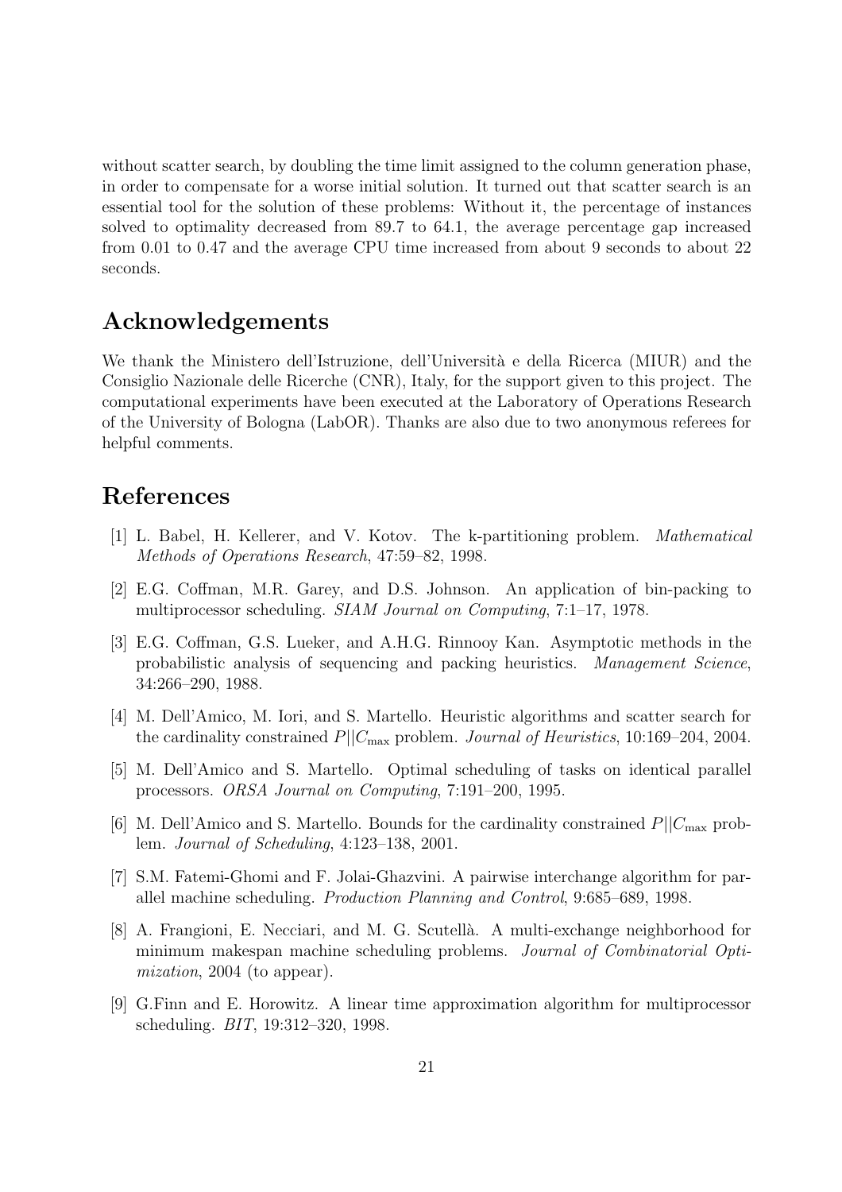without scatter search, by doubling the time limit assigned to the column generation phase, in order to compensate for a worse initial solution. It turned out that scatter search is an essential tool for the solution of these problems: Without it, the percentage of instances solved to optimality decreased from 89.7 to 64.1, the average percentage gap increased from 0.01 to 0.47 and the average CPU time increased from about 9 seconds to about 22 seconds.

## Acknowledgements

We thank the Ministero dell'Istruzione, dell'Università e della Ricerca (MIUR) and the Consiglio Nazionale delle Ricerche (CNR), Italy, for the support given to this project. The computational experiments have been executed at the Laboratory of Operations Research of the University of Bologna (LabOR). Thanks are also due to two anonymous referees for helpful comments.

## References

[1] L. Babel, H. Kellerer, and V. Kotov. The k-partitioning problem. *Mathematical Methods of Operations Research*, 47:59–82, 1998.

[2] E.G. Coffman, M.R. Garey, and D.S. Johnson. An application of bin-packing to multiprocessor scheduling. *SIAM Journal on Computing*, 7:1–17, 1978.

[3] E.G. Coffman, G.S. Lueker, and A.H.G. Rinnooy Kan. Asymptotic methods in the probabilistic analysis of sequencing and packing heuristics. *Management Science*, 34:266–290, 1988.

[4] M. Dell'Amico, M. Iori, and S. Martello. Heuristic algorithms and scatter search for the cardinality constrained $P||C_{\max}$ problem. *Journal of Heuristics*, 10:169–204, 2004.

[5] M. Dell'Amico and S. Martello. Optimal scheduling of tasks on identical parallel processors. *ORSA Journal on Computing*, 7:191–200, 1995.

[6] M. Dell'Amico and S. Martello. Bounds for the cardinality constrained $P||C_{\max}$ problem. *Journal of Scheduling*, 4:123–138, 2001.

[7] S.M. Fatemi-Ghomi and F. Jolai-Ghazvini. A pairwise interchange algorithm for parallel machine scheduling. *Production Planning and Control*, 9:685–689, 1998.

[8] A. Frangioni, E. Necciari, and M. G. Scutellà. A multi-exchange neighborhood for minimum makespan machine scheduling problems. *Journal of Combinatorial Optimization*, 2004 (to appear).

[9] G.Finn and E. Horowitz. A linear time approximation algorithm for multiprocessor scheduling. *BIT*, 19:312–320, 1998.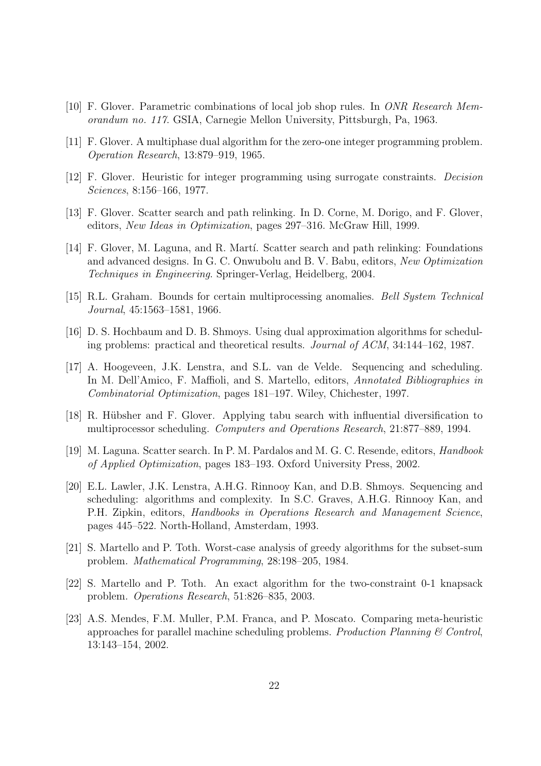[10] F. Glover. Parametric combinations of local job shop rules. In *ONR Research Memorandum no. 117*. GSIA, Carnegie Mellon University, Pittsburgh, Pa, 1963.

[11] F. Glover. A multiphase dual algorithm for the zero-one integer programming problem. *Operation Research*, 13:879–919, 1965.

[12] F. Glover. Heuristic for integer programming using surrogate constraints. *Decision Sciences*, 8:156–166, 1977.

[13] F. Glover. Scatter search and path relinking. In D. Corne, M. Dorigo, and F. Glover, editors, *New Ideas in Optimization*, pages 297–316. McGraw Hill, 1999.

[14] F. Glover, M. Laguna, and R. Martí. Scatter search and path relinking: Foundations and advanced designs. In G. C. Onwubolu and B. V. Babu, editors, *New Optimization Techniques in Engineering*. Springer-Verlag, Heidelberg, 2004.

[15] R.L. Graham. Bounds for certain multiprocessing anomalies. *Bell System Technical Journal*, 45:1563–1581, 1966.

[16] D. S. Hochbaum and D. B. Shmoys. Using dual approximation algorithms for scheduling problems: practical and theoretical results. *Journal of ACM*, 34:144–162, 1987.

[17] A. Hoogeveen, J.K. Lenstra, and S.L. van de Velde. Sequencing and scheduling. In M. Dell'Amico, F. Maffioli, and S. Martello, editors, *Annotated Bibliographies in Combinatorial Optimization*, pages 181–197. Wiley, Chichester, 1997.

[18] R. Hübsher and F. Glover. Applying tabu search with influential diversification to multiprocessor scheduling. *Computers and Operations Research*, 21:877–889, 1994.

[19] M. Laguna. Scatter search. In P. M. Pardalos and M. G. C. Resende, editors, *Handbook of Applied Optimization*, pages 183–193. Oxford University Press, 2002.

[20] E.L. Lawler, J.K. Lenstra, A.H.G. Rinnooy Kan, and D.B. Shmoys. Sequencing and scheduling: algorithms and complexity. In S.C. Graves, A.H.G. Rinnooy Kan, and P.H. Zipkin, editors, *Handbooks in Operations Research and Management Science*, pages 445–522. North-Holland, Amsterdam, 1993.

[21] S. Martello and P. Toth. Worst-case analysis of greedy algorithms for the subset-sum problem. *Mathematical Programming*, 28:198–205, 1984.

[22] S. Martello and P. Toth. An exact algorithm for the two-constraint 0-1 knapsack problem. *Operations Research*, 51:826–835, 2003.

[23] A.S. Mendes, F.M. Muller, P.M. Franca, and P. Moscato. Comparing meta-heuristic approaches for parallel machine scheduling problems. *Production Planning & Control*, 13:143–154, 2002.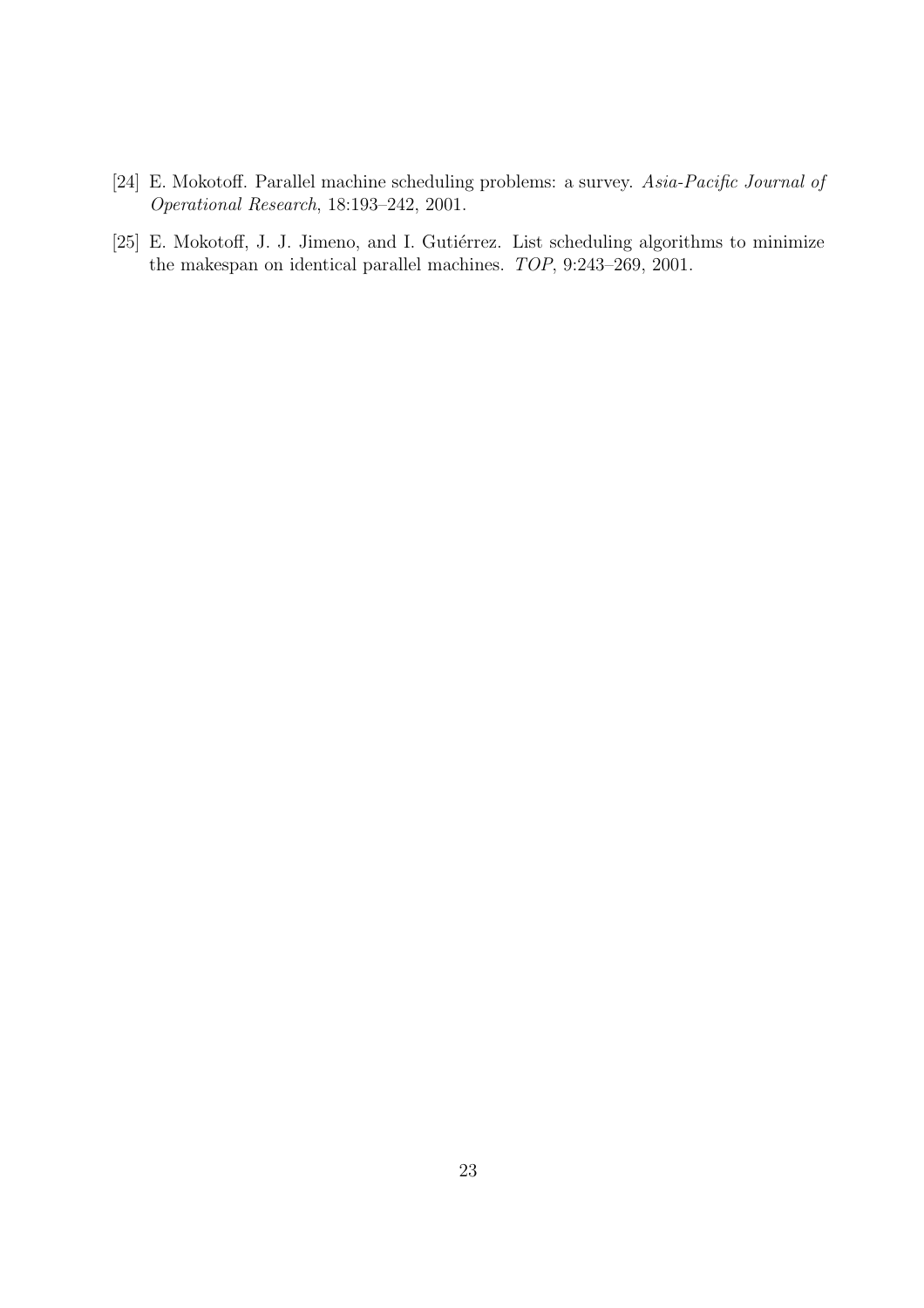[24] E. Mokotoff. Parallel machine scheduling problems: a survey. *Asia-Pacific Journal of Operational Research*, 18:193–242, 2001.

[25] E. Mokotoff, J. J. Jimeno, and I. Gutiérrez. List scheduling algorithms to minimize the makespan on identical parallel machines. *TOP*, 9:243–269, 2001.